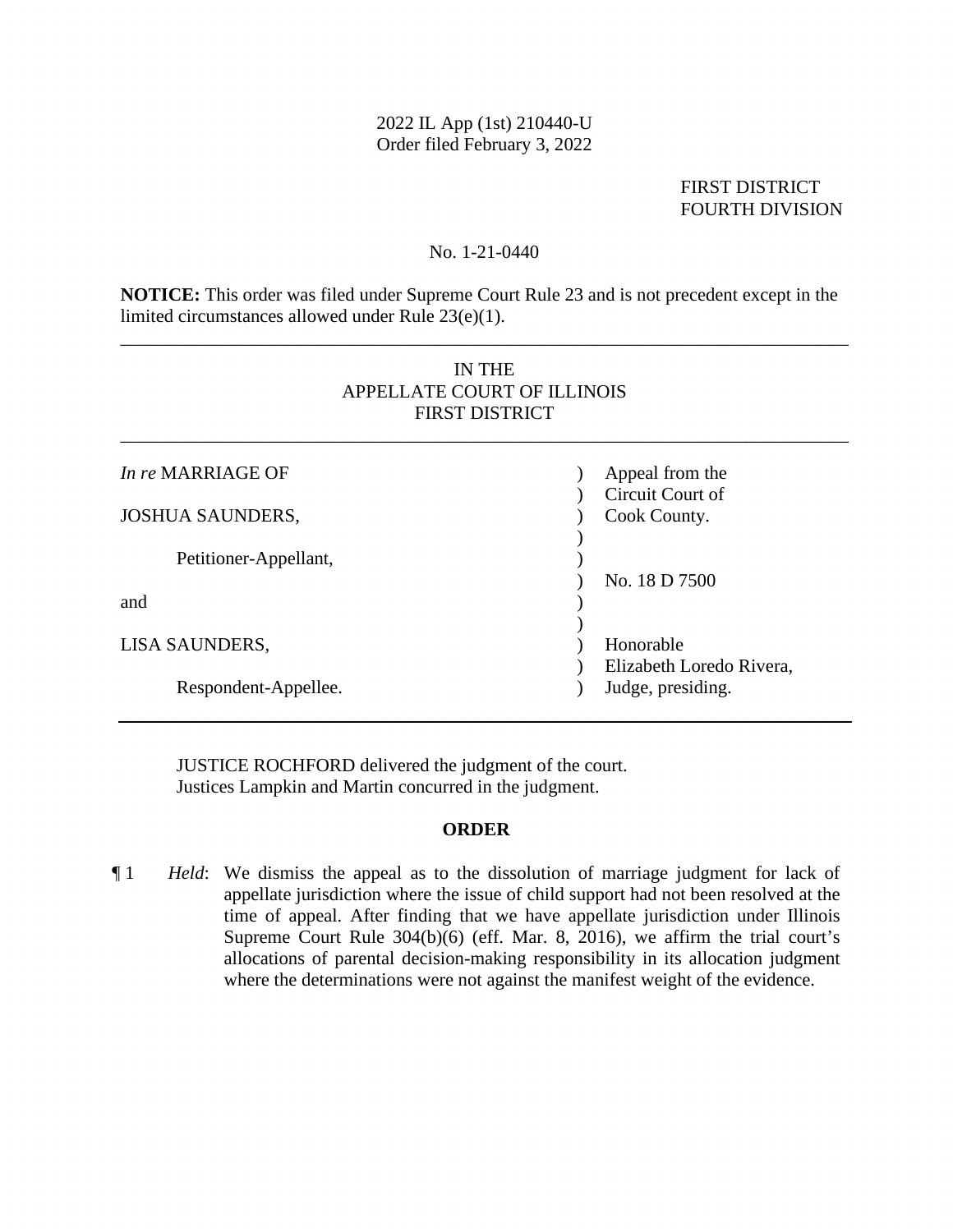2022 IL App (1st) 210440-U
Order filed February 3, 2022

FIRST DISTRICT
FOURTH DIVISION

No. 1-21-0440

**NOTICE:** This order was filed under Supreme Court Rule 23 and is not precedent except in the limited circumstances allowed under Rule 23(e)(1).

---

IN THE
APPELLATE COURT OF ILLINOIS
FIRST DISTRICT

---

| | | |
|---|---|---|
| *In re* MARRIAGE OF | ) | Appeal from the |
| | ) | Circuit Court of |
| JOSHUA SAUNDERS, | ) | Cook County. |
| | ) | |
| Petitioner-Appellant, | ) | |
| | ) | No. 18 D 7500 |
| and | ) | |
| | ) | |
| LISA SAUNDERS, | ) | Honorable |
| | ) | Elizabeth Loredo Rivera, |
| Respondent-Appellee. | ) | Judge, presiding. |

---

JUSTICE ROCHFORD delivered the judgment of the court.
Justices Lampkin and Martin concurred in the judgment.

**ORDER**

¶ 1 *Held*: We dismiss the appeal as to the dissolution of marriage judgment for lack of appellate jurisdiction where the issue of child support had not been resolved at the time of appeal. After finding that we have appellate jurisdiction under Illinois Supreme Court Rule 304(b)(6) (eff. Mar. 8, 2016), we affirm the trial court's allocations of parental decision-making responsibility in its allocation judgment where the determinations were not against the manifest weight of the evidence.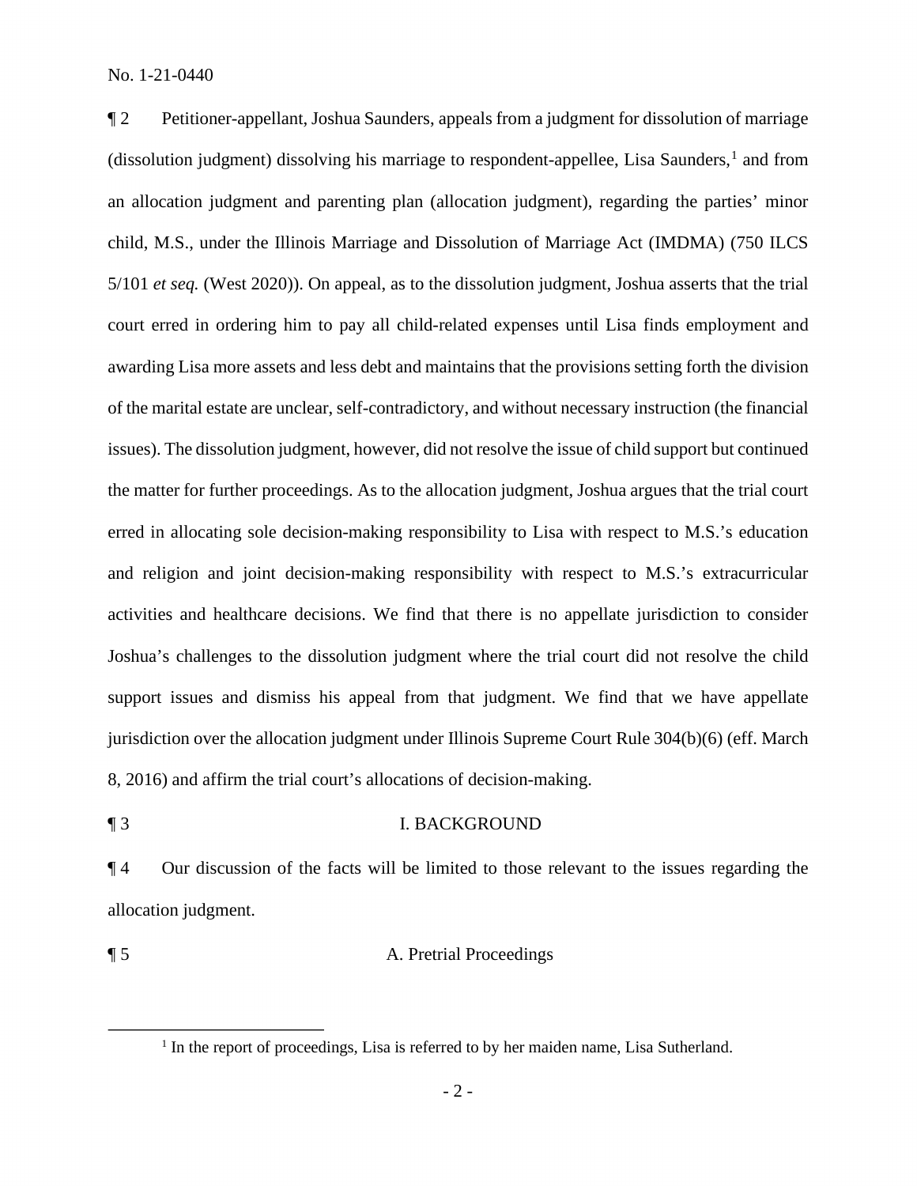¶ 2 Petitioner-appellant, Joshua Saunders, appeals from a judgment for dissolution of marriage (dissolution judgment) dissolving his marriage to respondent-appellee, Lisa Saunders,[1] and from an allocation judgment and parenting plan (allocation judgment), regarding the parties' minor child, M.S., under the Illinois Marriage and Dissolution of Marriage Act (IMDMA) (750 ILCS 5/101 *et seq.* (West 2020)). On appeal, as to the dissolution judgment, Joshua asserts that the trial court erred in ordering him to pay all child-related expenses until Lisa finds employment and awarding Lisa more assets and less debt and maintains that the provisions setting forth the division of the marital estate are unclear, self-contradictory, and without necessary instruction (the financial issues). The dissolution judgment, however, did not resolve the issue of child support but continued the matter for further proceedings. As to the allocation judgment, Joshua argues that the trial court erred in allocating sole decision-making responsibility to Lisa with respect to M.S.'s education and religion and joint decision-making responsibility with respect to M.S.'s extracurricular activities and healthcare decisions. We find that there is no appellate jurisdiction to consider Joshua's challenges to the dissolution judgment where the trial court did not resolve the child support issues and dismiss his appeal from that judgment. We find that we have appellate jurisdiction over the allocation judgment under Illinois Supreme Court Rule 304(b)(6) (eff. March 8, 2016) and affirm the trial court's allocations of decision-making.

## ¶ 3 I. BACKGROUND

¶ 4 Our discussion of the facts will be limited to those relevant to the issues regarding the allocation judgment.

### ¶ 5 A. Pretrial Proceedings

[1] In the report of proceedings, Lisa is referred to by her maiden name, Lisa Sutherland.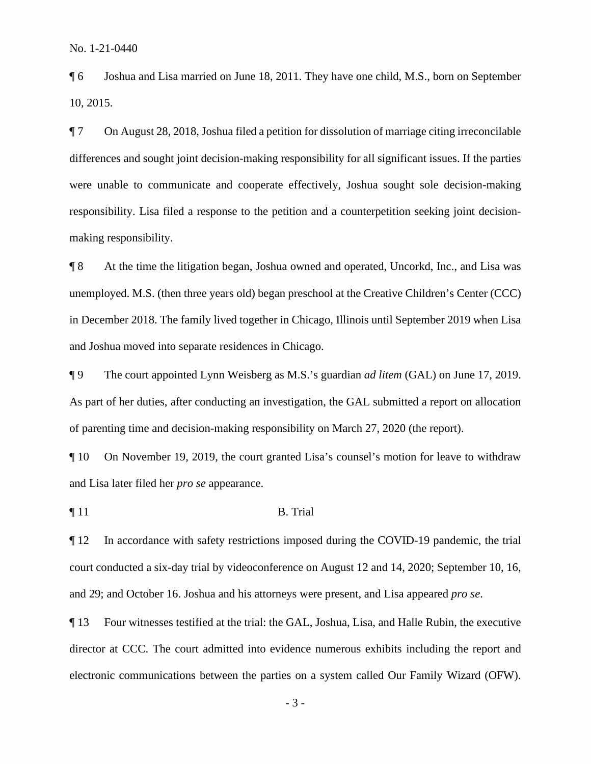¶ 6 Joshua and Lisa married on June 18, 2011. They have one child, M.S., born on September 10, 2015.

¶ 7 On August 28, 2018, Joshua filed a petition for dissolution of marriage citing irreconcilable differences and sought joint decision-making responsibility for all significant issues. If the parties were unable to communicate and cooperate effectively, Joshua sought sole decision-making responsibility. Lisa filed a response to the petition and a counterpetition seeking joint decision-making responsibility.

¶ 8 At the time the litigation began, Joshua owned and operated, Uncorkd, Inc., and Lisa was unemployed. M.S. (then three years old) began preschool at the Creative Children's Center (CCC) in December 2018. The family lived together in Chicago, Illinois until September 2019 when Lisa and Joshua moved into separate residences in Chicago.

¶ 9 The court appointed Lynn Weisberg as M.S.'s guardian *ad litem* (GAL) on June 17, 2019. As part of her duties, after conducting an investigation, the GAL submitted a report on allocation of parenting time and decision-making responsibility on March 27, 2020 (the report).

¶ 10 On November 19, 2019, the court granted Lisa's counsel's motion for leave to withdraw and Lisa later filed her *pro se* appearance.

¶ 11 B. Trial

¶ 12 In accordance with safety restrictions imposed during the COVID-19 pandemic, the trial court conducted a six-day trial by videoconference on August 12 and 14, 2020; September 10, 16, and 29; and October 16. Joshua and his attorneys were present, and Lisa appeared *pro se*.

¶ 13 Four witnesses testified at the trial: the GAL, Joshua, Lisa, and Halle Rubin, the executive director at CCC. The court admitted into evidence numerous exhibits including the report and electronic communications between the parties on a system called Our Family Wizard (OFW).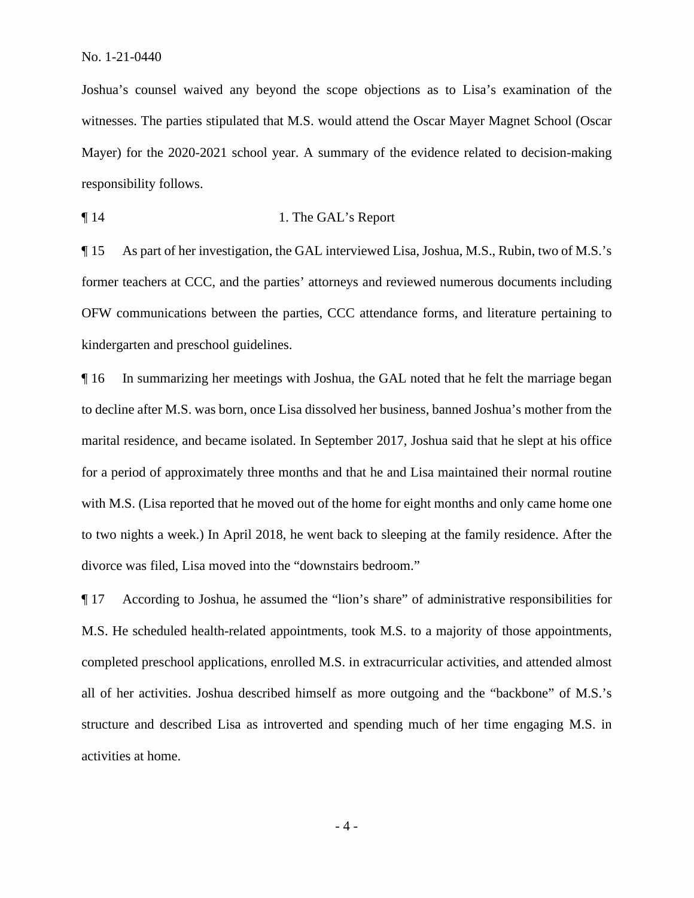Joshua's counsel waived any beyond the scope objections as to Lisa's examination of the witnesses. The parties stipulated that M.S. would attend the Oscar Mayer Magnet School (Oscar Mayer) for the 2020-2021 school year. A summary of the evidence related to decision-making responsibility follows.

¶ 14 1. The GAL's Report

¶ 15 As part of her investigation, the GAL interviewed Lisa, Joshua, M.S., Rubin, two of M.S.'s former teachers at CCC, and the parties' attorneys and reviewed numerous documents including OFW communications between the parties, CCC attendance forms, and literature pertaining to kindergarten and preschool guidelines.

¶ 16 In summarizing her meetings with Joshua, the GAL noted that he felt the marriage began to decline after M.S. was born, once Lisa dissolved her business, banned Joshua's mother from the marital residence, and became isolated. In September 2017, Joshua said that he slept at his office for a period of approximately three months and that he and Lisa maintained their normal routine with M.S. (Lisa reported that he moved out of the home for eight months and only came home one to two nights a week.) In April 2018, he went back to sleeping at the family residence. After the divorce was filed, Lisa moved into the "downstairs bedroom."

¶ 17 According to Joshua, he assumed the "lion's share" of administrative responsibilities for M.S. He scheduled health-related appointments, took M.S. to a majority of those appointments, completed preschool applications, enrolled M.S. in extracurricular activities, and attended almost all of her activities. Joshua described himself as more outgoing and the "backbone" of M.S.'s structure and described Lisa as introverted and spending much of her time engaging M.S. in activities at home.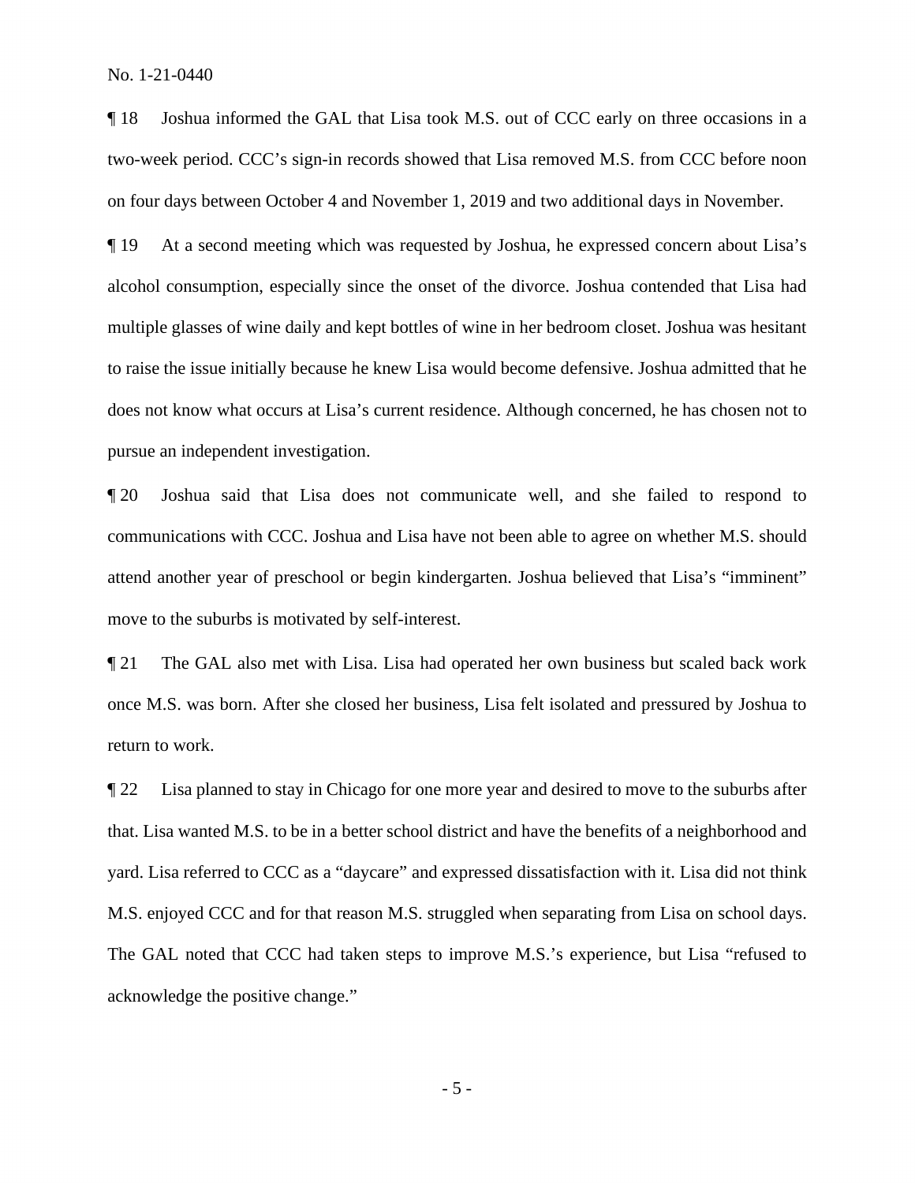¶ 18 Joshua informed the GAL that Lisa took M.S. out of CCC early on three occasions in a two-week period. CCC's sign-in records showed that Lisa removed M.S. from CCC before noon on four days between October 4 and November 1, 2019 and two additional days in November.

¶ 19 At a second meeting which was requested by Joshua, he expressed concern about Lisa's alcohol consumption, especially since the onset of the divorce. Joshua contended that Lisa had multiple glasses of wine daily and kept bottles of wine in her bedroom closet. Joshua was hesitant to raise the issue initially because he knew Lisa would become defensive. Joshua admitted that he does not know what occurs at Lisa's current residence. Although concerned, he has chosen not to pursue an independent investigation.

¶ 20 Joshua said that Lisa does not communicate well, and she failed to respond to communications with CCC. Joshua and Lisa have not been able to agree on whether M.S. should attend another year of preschool or begin kindergarten. Joshua believed that Lisa's "imminent" move to the suburbs is motivated by self-interest.

¶ 21 The GAL also met with Lisa. Lisa had operated her own business but scaled back work once M.S. was born. After she closed her business, Lisa felt isolated and pressured by Joshua to return to work.

¶ 22 Lisa planned to stay in Chicago for one more year and desired to move to the suburbs after that. Lisa wanted M.S. to be in a better school district and have the benefits of a neighborhood and yard. Lisa referred to CCC as a "daycare" and expressed dissatisfaction with it. Lisa did not think M.S. enjoyed CCC and for that reason M.S. struggled when separating from Lisa on school days. The GAL noted that CCC had taken steps to improve M.S.'s experience, but Lisa "refused to acknowledge the positive change."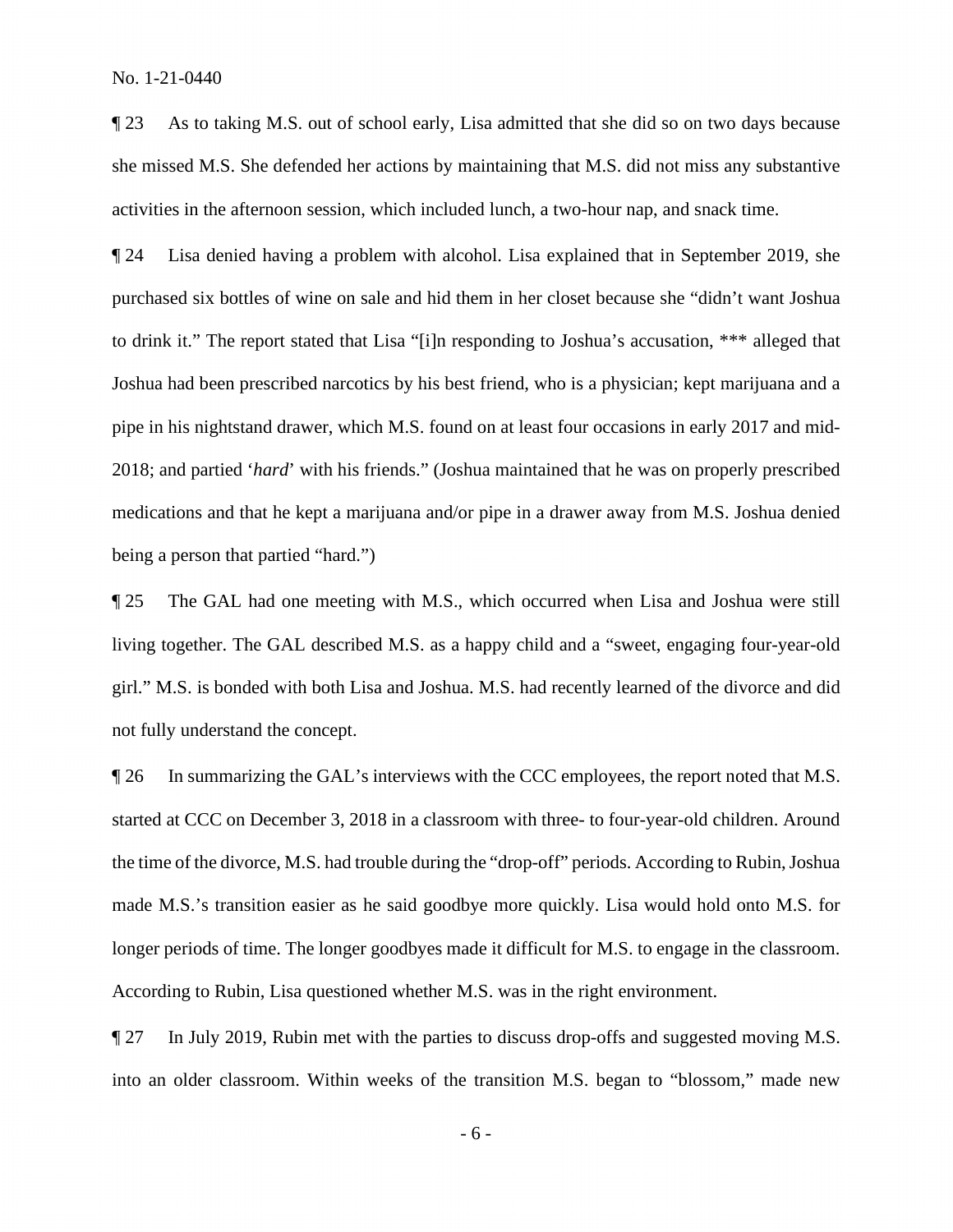¶ 23 As to taking M.S. out of school early, Lisa admitted that she did so on two days because she missed M.S. She defended her actions by maintaining that M.S. did not miss any substantive activities in the afternoon session, which included lunch, a two-hour nap, and snack time.

¶ 24 Lisa denied having a problem with alcohol. Lisa explained that in September 2019, she purchased six bottles of wine on sale and hid them in her closet because she "didn't want Joshua to drink it." The report stated that Lisa "[i]n responding to Joshua's accusation, *** alleged that Joshua had been prescribed narcotics by his best friend, who is a physician; kept marijuana and a pipe in his nightstand drawer, which M.S. found on at least four occasions in early 2017 and mid-2018; and partied '*hard*' with his friends." (Joshua maintained that he was on properly prescribed medications and that he kept a marijuana and/or pipe in a drawer away from M.S. Joshua denied being a person that partied "hard.")

¶ 25 The GAL had one meeting with M.S., which occurred when Lisa and Joshua were still living together. The GAL described M.S. as a happy child and a "sweet, engaging four-year-old girl." M.S. is bonded with both Lisa and Joshua. M.S. had recently learned of the divorce and did not fully understand the concept.

¶ 26 In summarizing the GAL's interviews with the CCC employees, the report noted that M.S. started at CCC on December 3, 2018 in a classroom with three- to four-year-old children. Around the time of the divorce, M.S. had trouble during the "drop-off" periods. According to Rubin, Joshua made M.S.'s transition easier as he said goodbye more quickly. Lisa would hold onto M.S. for longer periods of time. The longer goodbyes made it difficult for M.S. to engage in the classroom. According to Rubin, Lisa questioned whether M.S. was in the right environment.

¶ 27 In July 2019, Rubin met with the parties to discuss drop-offs and suggested moving M.S. into an older classroom. Within weeks of the transition M.S. began to "blossom," made new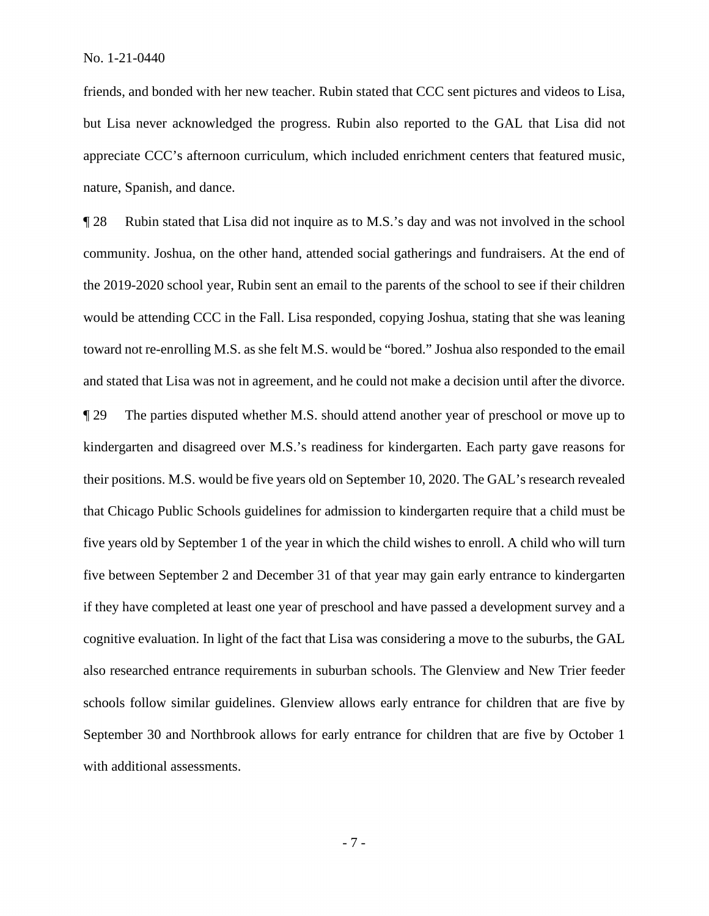friends, and bonded with her new teacher. Rubin stated that CCC sent pictures and videos to Lisa, but Lisa never acknowledged the progress. Rubin also reported to the GAL that Lisa did not appreciate CCC's afternoon curriculum, which included enrichment centers that featured music, nature, Spanish, and dance.

¶ 28 Rubin stated that Lisa did not inquire as to M.S.'s day and was not involved in the school community. Joshua, on the other hand, attended social gatherings and fundraisers. At the end of the 2019-2020 school year, Rubin sent an email to the parents of the school to see if their children would be attending CCC in the Fall. Lisa responded, copying Joshua, stating that she was leaning toward not re-enrolling M.S. as she felt M.S. would be "bored." Joshua also responded to the email and stated that Lisa was not in agreement, and he could not make a decision until after the divorce.

¶ 29 The parties disputed whether M.S. should attend another year of preschool or move up to kindergarten and disagreed over M.S.'s readiness for kindergarten. Each party gave reasons for their positions. M.S. would be five years old on September 10, 2020. The GAL's research revealed that Chicago Public Schools guidelines for admission to kindergarten require that a child must be five years old by September 1 of the year in which the child wishes to enroll. A child who will turn five between September 2 and December 31 of that year may gain early entrance to kindergarten if they have completed at least one year of preschool and have passed a development survey and a cognitive evaluation. In light of the fact that Lisa was considering a move to the suburbs, the GAL also researched entrance requirements in suburban schools. The Glenview and New Trier feeder schools follow similar guidelines. Glenview allows early entrance for children that are five by September 30 and Northbrook allows for early entrance for children that are five by October 1 with additional assessments.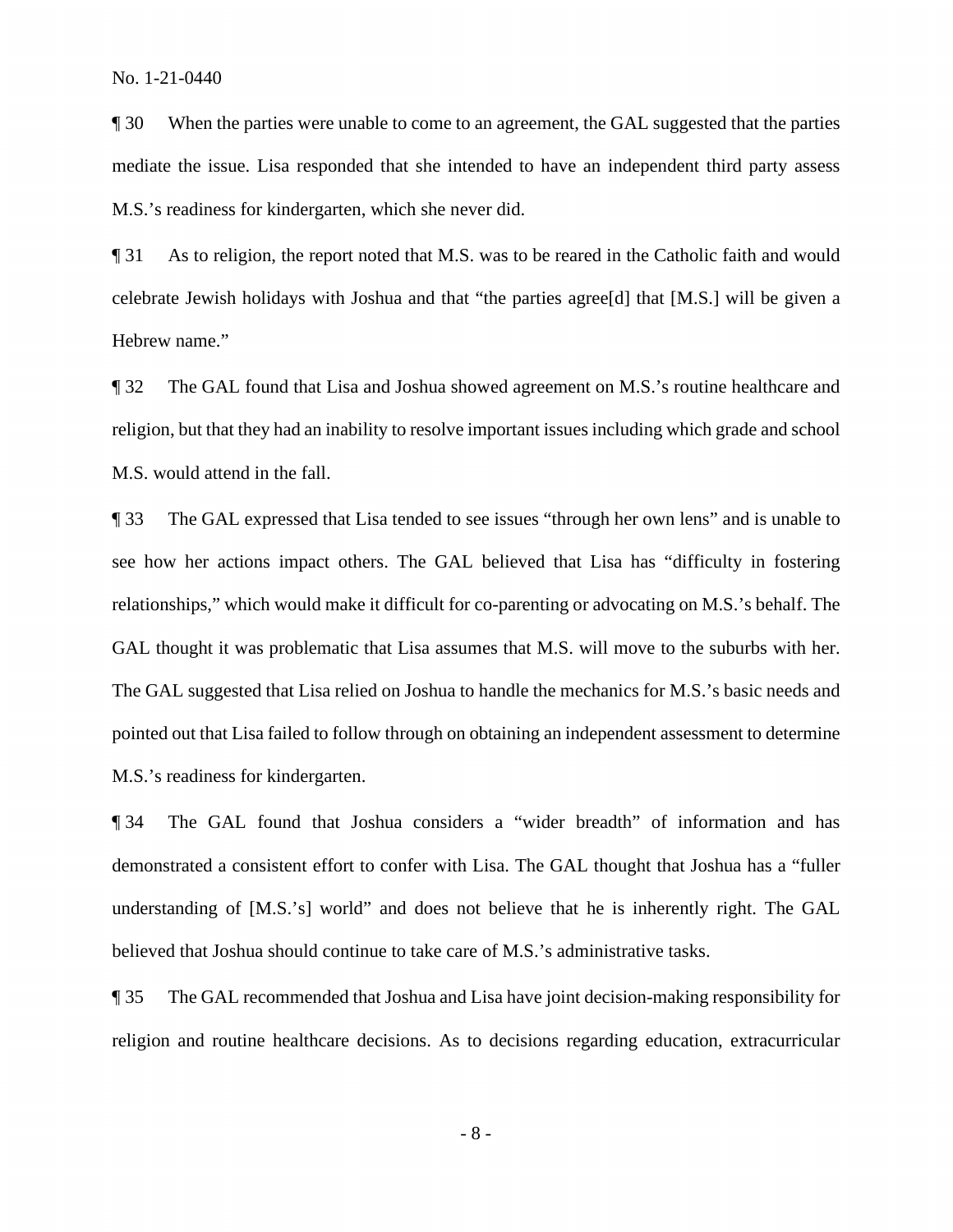¶ 30 When the parties were unable to come to an agreement, the GAL suggested that the parties mediate the issue. Lisa responded that she intended to have an independent third party assess M.S.'s readiness for kindergarten, which she never did.

¶ 31 As to religion, the report noted that M.S. was to be reared in the Catholic faith and would celebrate Jewish holidays with Joshua and that "the parties agree[d] that [M.S.] will be given a Hebrew name."

¶ 32 The GAL found that Lisa and Joshua showed agreement on M.S.'s routine healthcare and religion, but that they had an inability to resolve important issues including which grade and school M.S. would attend in the fall.

¶ 33 The GAL expressed that Lisa tended to see issues "through her own lens" and is unable to see how her actions impact others. The GAL believed that Lisa has "difficulty in fostering relationships," which would make it difficult for co-parenting or advocating on M.S.'s behalf. The GAL thought it was problematic that Lisa assumes that M.S. will move to the suburbs with her. The GAL suggested that Lisa relied on Joshua to handle the mechanics for M.S.'s basic needs and pointed out that Lisa failed to follow through on obtaining an independent assessment to determine M.S.'s readiness for kindergarten.

¶ 34 The GAL found that Joshua considers a "wider breadth" of information and has demonstrated a consistent effort to confer with Lisa. The GAL thought that Joshua has a "fuller understanding of [M.S.'s] world" and does not believe that he is inherently right. The GAL believed that Joshua should continue to take care of M.S.'s administrative tasks.

¶ 35 The GAL recommended that Joshua and Lisa have joint decision-making responsibility for religion and routine healthcare decisions. As to decisions regarding education, extracurricular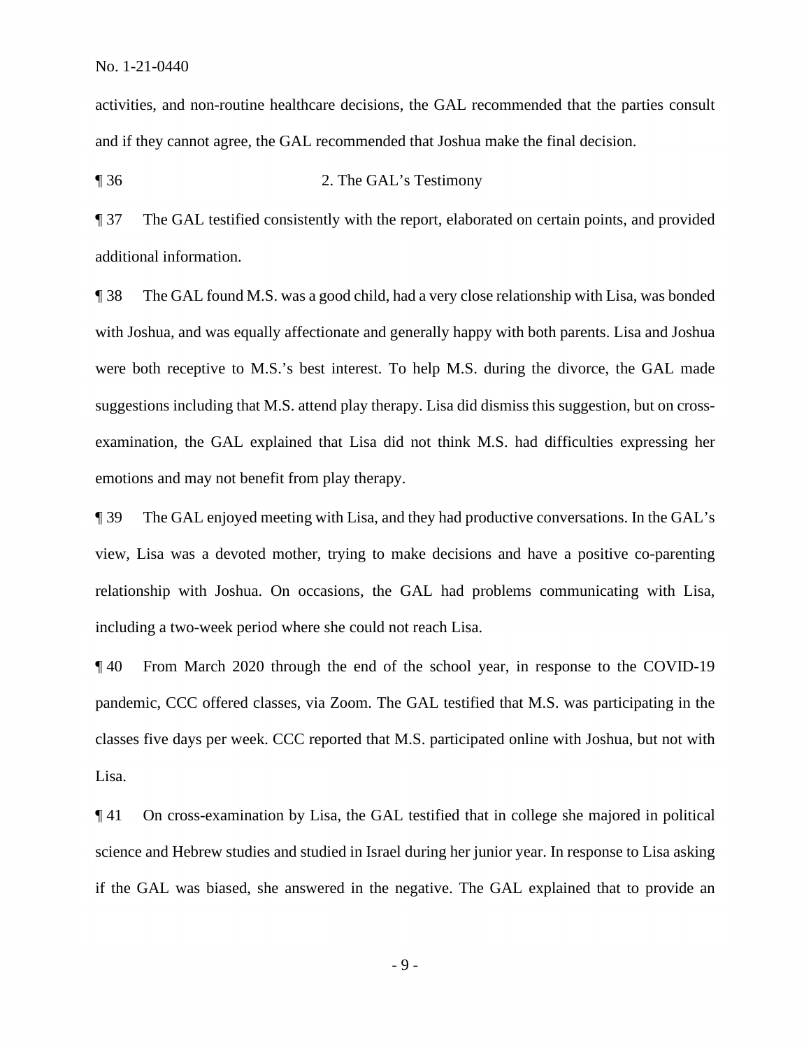activities, and non-routine healthcare decisions, the GAL recommended that the parties consult and if they cannot agree, the GAL recommended that Joshua make the final decision.

¶ 36 2. The GAL's Testimony

¶ 37 The GAL testified consistently with the report, elaborated on certain points, and provided additional information.

¶ 38 The GAL found M.S. was a good child, had a very close relationship with Lisa, was bonded with Joshua, and was equally affectionate and generally happy with both parents. Lisa and Joshua were both receptive to M.S.'s best interest. To help M.S. during the divorce, the GAL made suggestions including that M.S. attend play therapy. Lisa did dismiss this suggestion, but on cross-examination, the GAL explained that Lisa did not think M.S. had difficulties expressing her emotions and may not benefit from play therapy.

¶ 39 The GAL enjoyed meeting with Lisa, and they had productive conversations. In the GAL's view, Lisa was a devoted mother, trying to make decisions and have a positive co-parenting relationship with Joshua. On occasions, the GAL had problems communicating with Lisa, including a two-week period where she could not reach Lisa.

¶ 40 From March 2020 through the end of the school year, in response to the COVID-19 pandemic, CCC offered classes, via Zoom. The GAL testified that M.S. was participating in the classes five days per week. CCC reported that M.S. participated online with Joshua, but not with Lisa.

¶ 41 On cross-examination by Lisa, the GAL testified that in college she majored in political science and Hebrew studies and studied in Israel during her junior year. In response to Lisa asking if the GAL was biased, she answered in the negative. The GAL explained that to provide an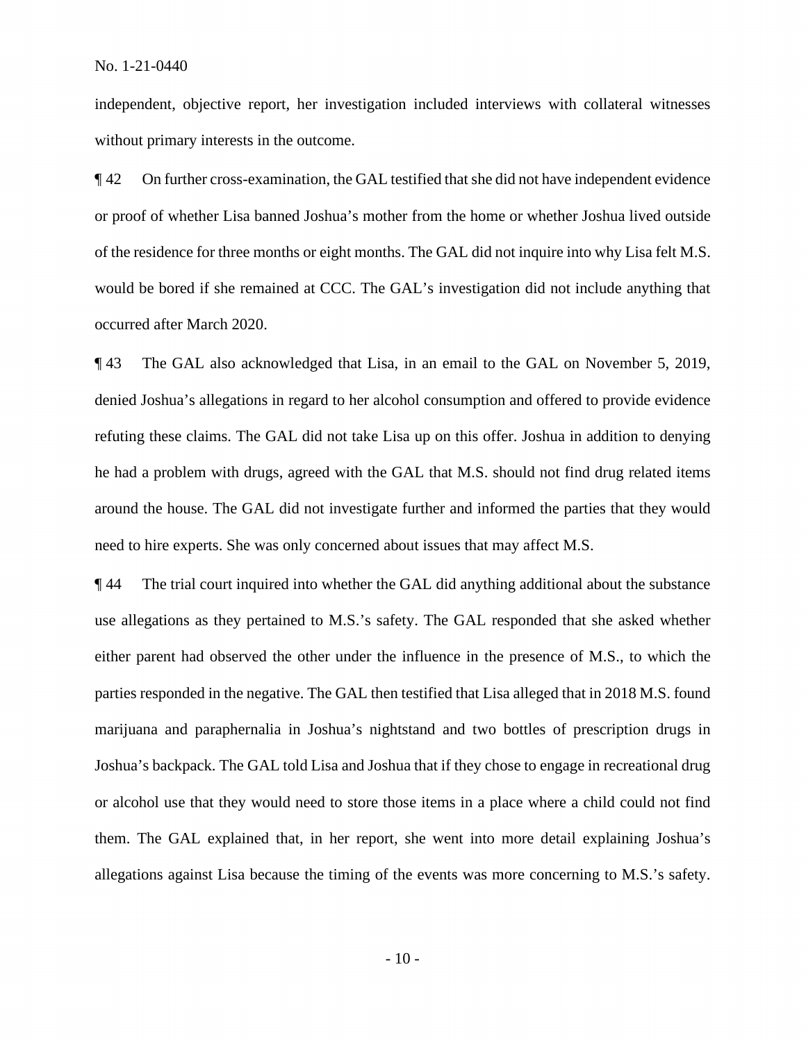independent, objective report, her investigation included interviews with collateral witnesses without primary interests in the outcome.

¶ 42 On further cross-examination, the GAL testified that she did not have independent evidence or proof of whether Lisa banned Joshua's mother from the home or whether Joshua lived outside of the residence for three months or eight months. The GAL did not inquire into why Lisa felt M.S. would be bored if she remained at CCC. The GAL's investigation did not include anything that occurred after March 2020.

¶ 43 The GAL also acknowledged that Lisa, in an email to the GAL on November 5, 2019, denied Joshua's allegations in regard to her alcohol consumption and offered to provide evidence refuting these claims. The GAL did not take Lisa up on this offer. Joshua in addition to denying he had a problem with drugs, agreed with the GAL that M.S. should not find drug related items around the house. The GAL did not investigate further and informed the parties that they would need to hire experts. She was only concerned about issues that may affect M.S.

¶ 44 The trial court inquired into whether the GAL did anything additional about the substance use allegations as they pertained to M.S.'s safety. The GAL responded that she asked whether either parent had observed the other under the influence in the presence of M.S., to which the parties responded in the negative. The GAL then testified that Lisa alleged that in 2018 M.S. found marijuana and paraphernalia in Joshua's nightstand and two bottles of prescription drugs in Joshua's backpack. The GAL told Lisa and Joshua that if they chose to engage in recreational drug or alcohol use that they would need to store those items in a place where a child could not find them. The GAL explained that, in her report, she went into more detail explaining Joshua's allegations against Lisa because the timing of the events was more concerning to M.S.'s safety.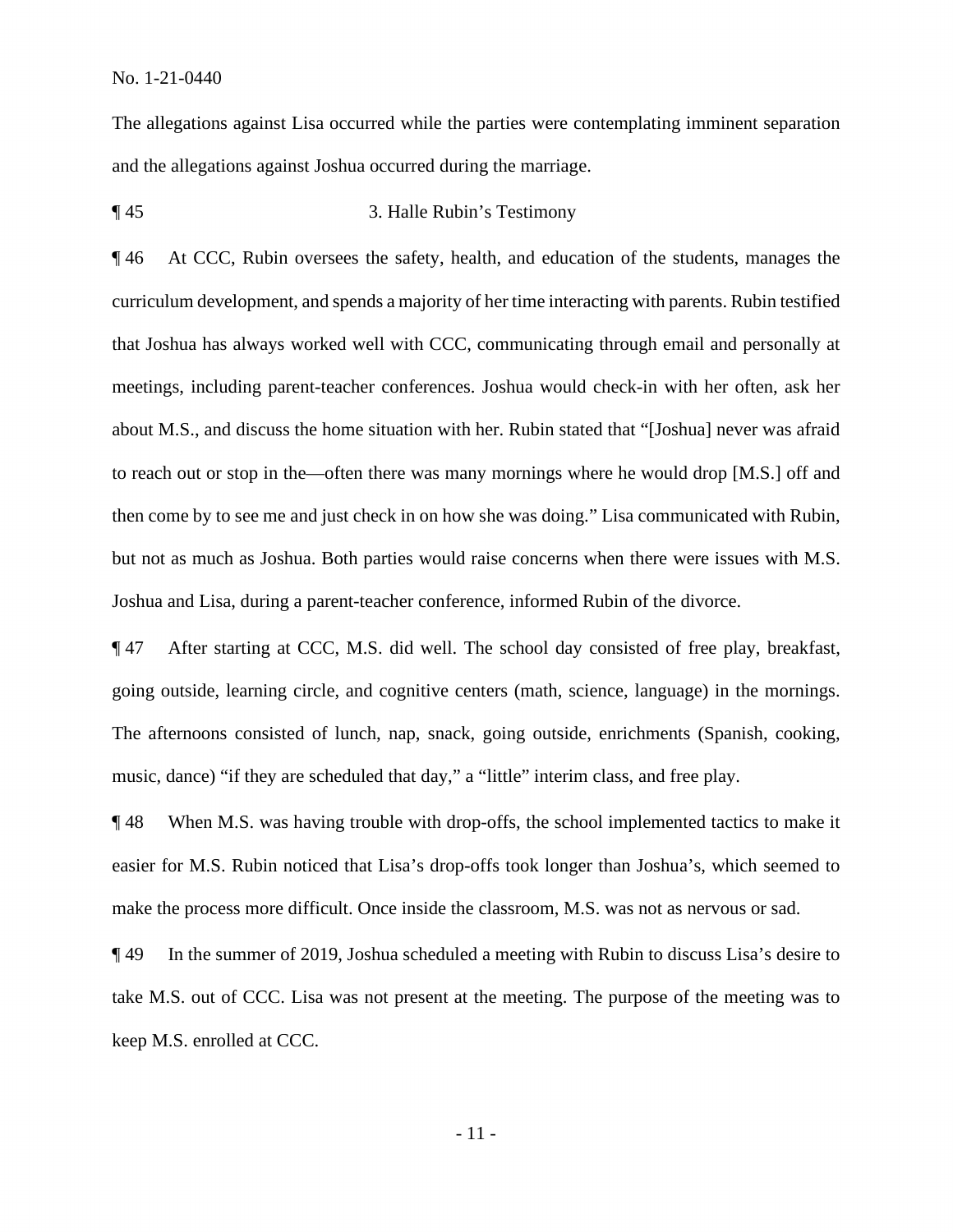The allegations against Lisa occurred while the parties were contemplating imminent separation and the allegations against Joshua occurred during the marriage.

¶ 45 3. Halle Rubin's Testimony

¶ 46 At CCC, Rubin oversees the safety, health, and education of the students, manages the curriculum development, and spends a majority of her time interacting with parents. Rubin testified that Joshua has always worked well with CCC, communicating through email and personally at meetings, including parent-teacher conferences. Joshua would check-in with her often, ask her about M.S., and discuss the home situation with her. Rubin stated that "[Joshua] never was afraid to reach out or stop in the—often there was many mornings where he would drop [M.S.] off and then come by to see me and just check in on how she was doing." Lisa communicated with Rubin, but not as much as Joshua. Both parties would raise concerns when there were issues with M.S. Joshua and Lisa, during a parent-teacher conference, informed Rubin of the divorce.

¶ 47 After starting at CCC, M.S. did well. The school day consisted of free play, breakfast, going outside, learning circle, and cognitive centers (math, science, language) in the mornings. The afternoons consisted of lunch, nap, snack, going outside, enrichments (Spanish, cooking, music, dance) "if they are scheduled that day," a "little" interim class, and free play.

¶ 48 When M.S. was having trouble with drop-offs, the school implemented tactics to make it easier for M.S. Rubin noticed that Lisa's drop-offs took longer than Joshua's, which seemed to make the process more difficult. Once inside the classroom, M.S. was not as nervous or sad.

¶ 49 In the summer of 2019, Joshua scheduled a meeting with Rubin to discuss Lisa's desire to take M.S. out of CCC. Lisa was not present at the meeting. The purpose of the meeting was to keep M.S. enrolled at CCC.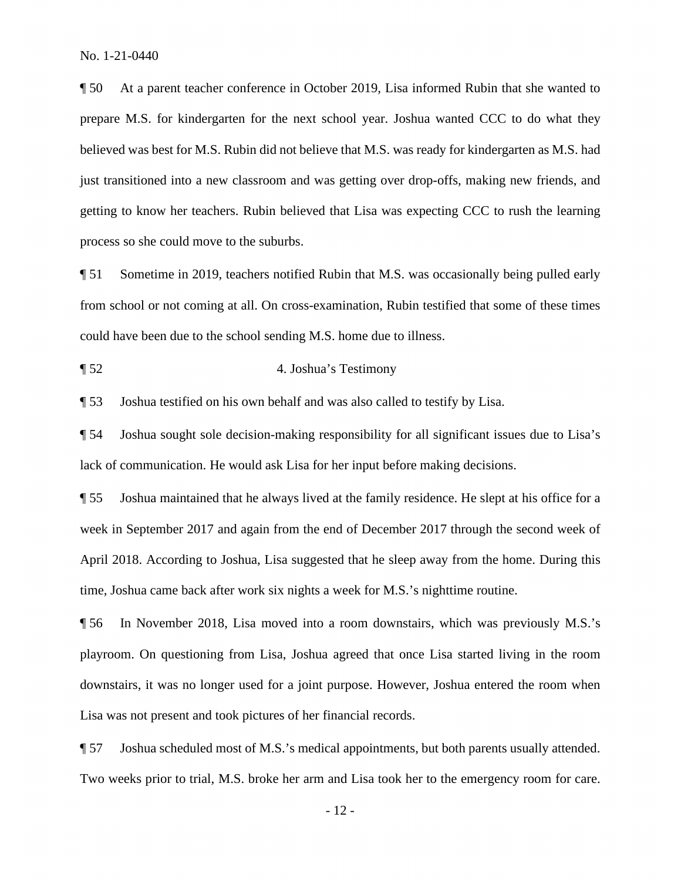¶ 50 At a parent teacher conference in October 2019, Lisa informed Rubin that she wanted to prepare M.S. for kindergarten for the next school year. Joshua wanted CCC to do what they believed was best for M.S. Rubin did not believe that M.S. was ready for kindergarten as M.S. had just transitioned into a new classroom and was getting over drop-offs, making new friends, and getting to know her teachers. Rubin believed that Lisa was expecting CCC to rush the learning process so she could move to the suburbs.

¶ 51 Sometime in 2019, teachers notified Rubin that M.S. was occasionally being pulled early from school or not coming at all. On cross-examination, Rubin testified that some of these times could have been due to the school sending M.S. home due to illness.

¶ 52 4. Joshua's Testimony

¶ 53 Joshua testified on his own behalf and was also called to testify by Lisa.

¶ 54 Joshua sought sole decision-making responsibility for all significant issues due to Lisa's lack of communication. He would ask Lisa for her input before making decisions.

¶ 55 Joshua maintained that he always lived at the family residence. He slept at his office for a week in September 2017 and again from the end of December 2017 through the second week of April 2018. According to Joshua, Lisa suggested that he sleep away from the home. During this time, Joshua came back after work six nights a week for M.S.'s nighttime routine.

¶ 56 In November 2018, Lisa moved into a room downstairs, which was previously M.S.'s playroom. On questioning from Lisa, Joshua agreed that once Lisa started living in the room downstairs, it was no longer used for a joint purpose. However, Joshua entered the room when Lisa was not present and took pictures of her financial records.

¶ 57 Joshua scheduled most of M.S.'s medical appointments, but both parents usually attended. Two weeks prior to trial, M.S. broke her arm and Lisa took her to the emergency room for care.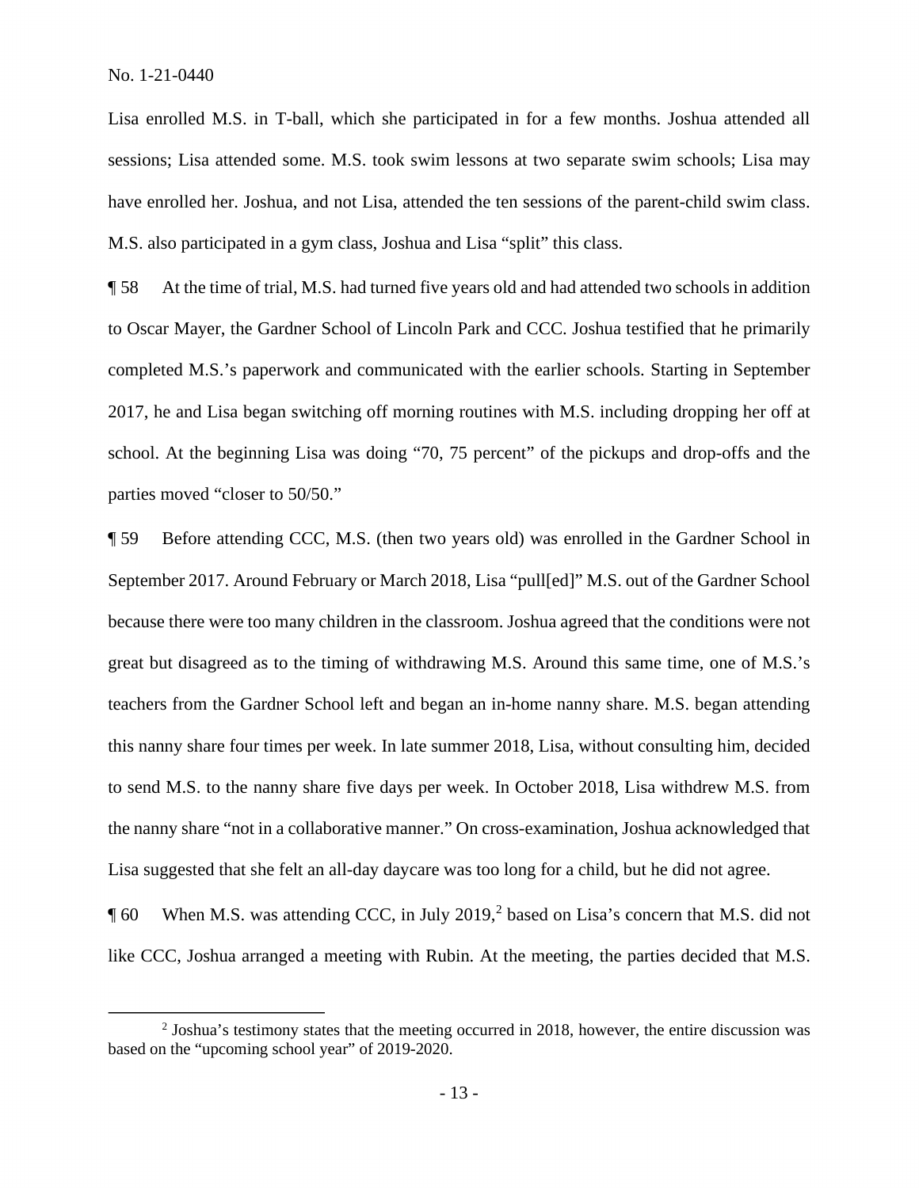Lisa enrolled M.S. in T-ball, which she participated in for a few months. Joshua attended all sessions; Lisa attended some. M.S. took swim lessons at two separate swim schools; Lisa may have enrolled her. Joshua, and not Lisa, attended the ten sessions of the parent-child swim class. M.S. also participated in a gym class, Joshua and Lisa "split" this class.

¶ 58 At the time of trial, M.S. had turned five years old and had attended two schools in addition to Oscar Mayer, the Gardner School of Lincoln Park and CCC. Joshua testified that he primarily completed M.S.'s paperwork and communicated with the earlier schools. Starting in September 2017, he and Lisa began switching off morning routines with M.S. including dropping her off at school. At the beginning Lisa was doing "70, 75 percent" of the pickups and drop-offs and the parties moved "closer to 50/50."

¶ 59 Before attending CCC, M.S. (then two years old) was enrolled in the Gardner School in September 2017. Around February or March 2018, Lisa "pull[ed]" M.S. out of the Gardner School because there were too many children in the classroom. Joshua agreed that the conditions were not great but disagreed as to the timing of withdrawing M.S. Around this same time, one of M.S.'s teachers from the Gardner School left and began an in-home nanny share. M.S. began attending this nanny share four times per week. In late summer 2018, Lisa, without consulting him, decided to send M.S. to the nanny share five days per week. In October 2018, Lisa withdrew M.S. from the nanny share "not in a collaborative manner." On cross-examination, Joshua acknowledged that Lisa suggested that she felt an all-day daycare was too long for a child, but he did not agree.

¶ 60 When M.S. was attending CCC, in July 2019,[2] based on Lisa's concern that M.S. did not like CCC, Joshua arranged a meeting with Rubin. At the meeting, the parties decided that M.S.

[2] Joshua's testimony states that the meeting occurred in 2018, however, the entire discussion was based on the "upcoming school year" of 2019-2020.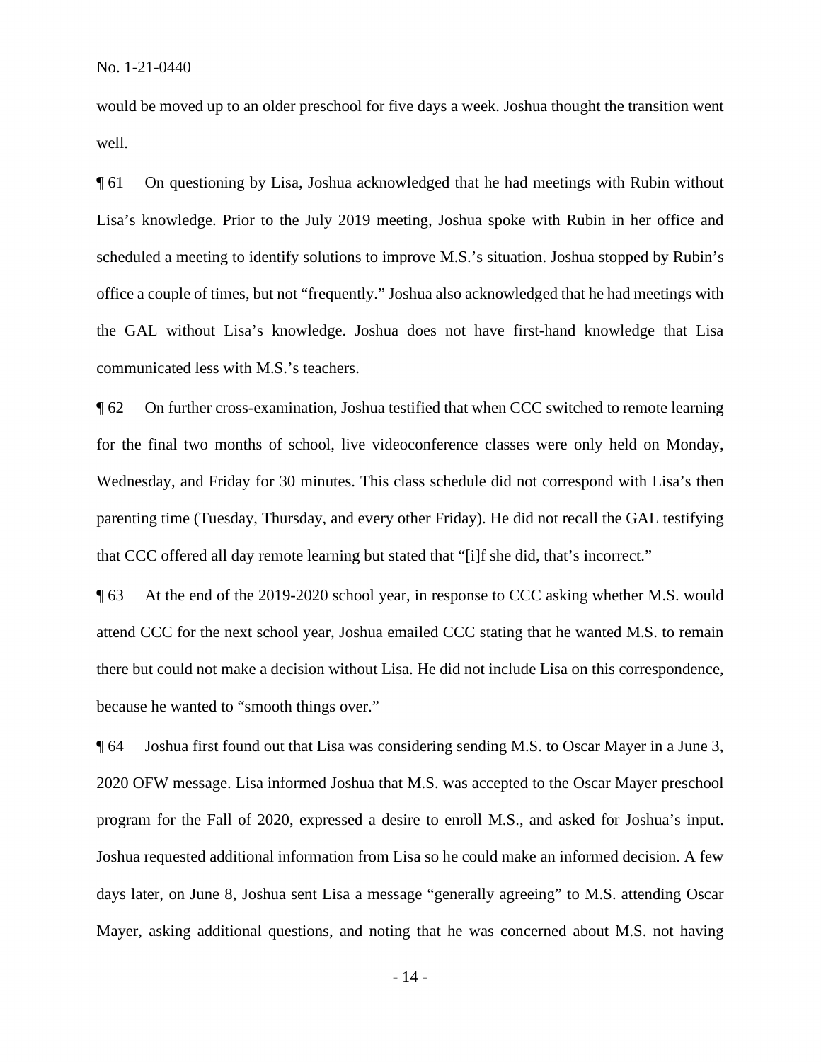would be moved up to an older preschool for five days a week. Joshua thought the transition went well.

¶ 61 On questioning by Lisa, Joshua acknowledged that he had meetings with Rubin without Lisa's knowledge. Prior to the July 2019 meeting, Joshua spoke with Rubin in her office and scheduled a meeting to identify solutions to improve M.S.'s situation. Joshua stopped by Rubin's office a couple of times, but not "frequently." Joshua also acknowledged that he had meetings with the GAL without Lisa's knowledge. Joshua does not have first-hand knowledge that Lisa communicated less with M.S.'s teachers.

¶ 62 On further cross-examination, Joshua testified that when CCC switched to remote learning for the final two months of school, live videoconference classes were only held on Monday, Wednesday, and Friday for 30 minutes. This class schedule did not correspond with Lisa's then parenting time (Tuesday, Thursday, and every other Friday). He did not recall the GAL testifying that CCC offered all day remote learning but stated that "[i]f she did, that's incorrect."

¶ 63 At the end of the 2019-2020 school year, in response to CCC asking whether M.S. would attend CCC for the next school year, Joshua emailed CCC stating that he wanted M.S. to remain there but could not make a decision without Lisa. He did not include Lisa on this correspondence, because he wanted to "smooth things over."

¶ 64 Joshua first found out that Lisa was considering sending M.S. to Oscar Mayer in a June 3, 2020 OFW message. Lisa informed Joshua that M.S. was accepted to the Oscar Mayer preschool program for the Fall of 2020, expressed a desire to enroll M.S., and asked for Joshua's input. Joshua requested additional information from Lisa so he could make an informed decision. A few days later, on June 8, Joshua sent Lisa a message "generally agreeing" to M.S. attending Oscar Mayer, asking additional questions, and noting that he was concerned about M.S. not having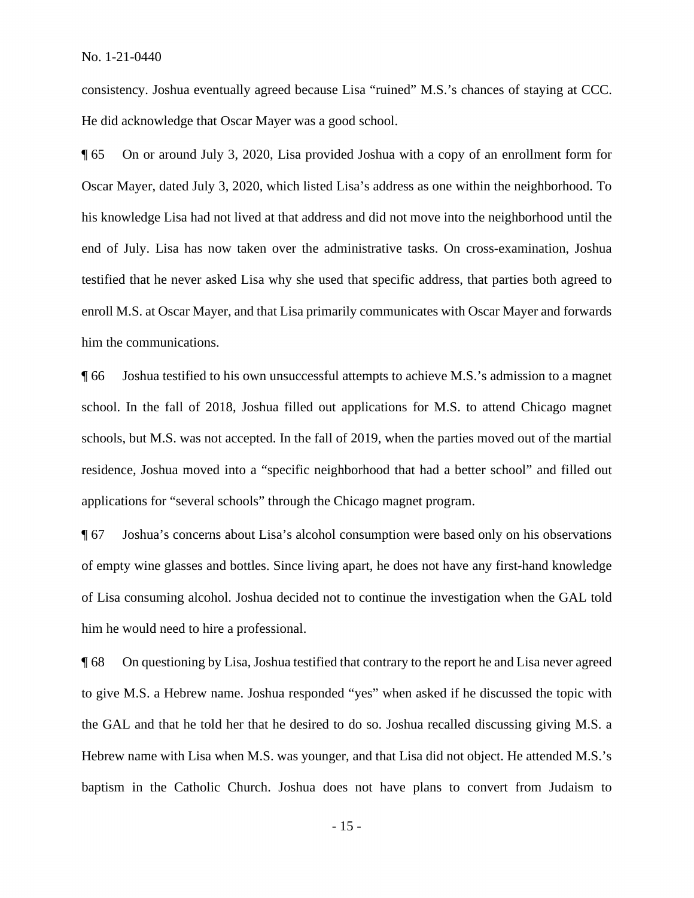consistency. Joshua eventually agreed because Lisa "ruined" M.S.'s chances of staying at CCC. He did acknowledge that Oscar Mayer was a good school.

¶ 65 On or around July 3, 2020, Lisa provided Joshua with a copy of an enrollment form for Oscar Mayer, dated July 3, 2020, which listed Lisa's address as one within the neighborhood. To his knowledge Lisa had not lived at that address and did not move into the neighborhood until the end of July. Lisa has now taken over the administrative tasks. On cross-examination, Joshua testified that he never asked Lisa why she used that specific address, that parties both agreed to enroll M.S. at Oscar Mayer, and that Lisa primarily communicates with Oscar Mayer and forwards him the communications.

¶ 66 Joshua testified to his own unsuccessful attempts to achieve M.S.'s admission to a magnet school. In the fall of 2018, Joshua filled out applications for M.S. to attend Chicago magnet schools, but M.S. was not accepted. In the fall of 2019, when the parties moved out of the martial residence, Joshua moved into a "specific neighborhood that had a better school" and filled out applications for "several schools" through the Chicago magnet program.

¶ 67 Joshua's concerns about Lisa's alcohol consumption were based only on his observations of empty wine glasses and bottles. Since living apart, he does not have any first-hand knowledge of Lisa consuming alcohol. Joshua decided not to continue the investigation when the GAL told him he would need to hire a professional.

¶ 68 On questioning by Lisa, Joshua testified that contrary to the report he and Lisa never agreed to give M.S. a Hebrew name. Joshua responded "yes" when asked if he discussed the topic with the GAL and that he told her that he desired to do so. Joshua recalled discussing giving M.S. a Hebrew name with Lisa when M.S. was younger, and that Lisa did not object. He attended M.S.'s baptism in the Catholic Church. Joshua does not have plans to convert from Judaism to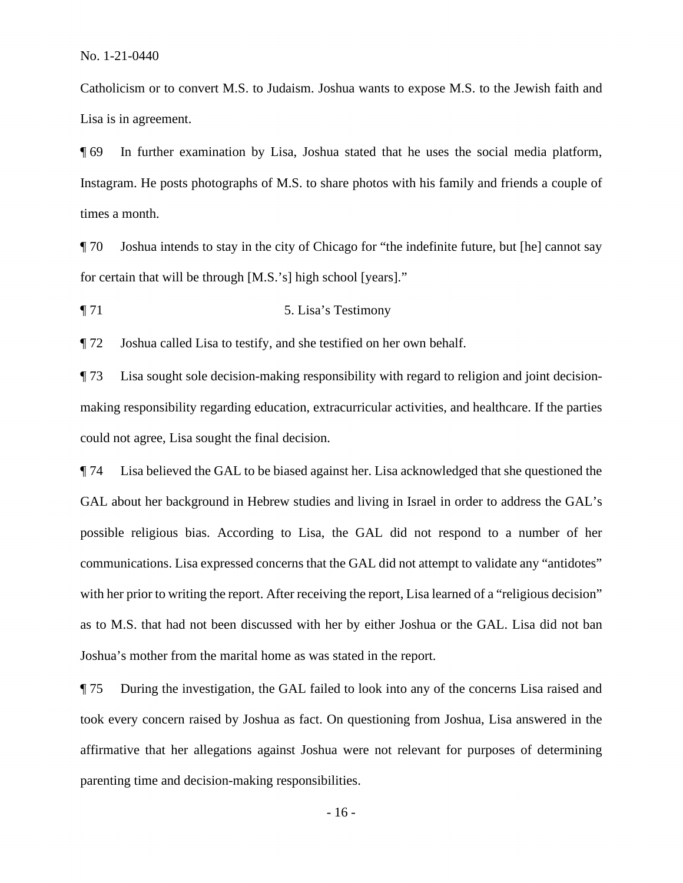Catholicism or to convert M.S. to Judaism. Joshua wants to expose M.S. to the Jewish faith and Lisa is in agreement.

¶ 69 In further examination by Lisa, Joshua stated that he uses the social media platform, Instagram. He posts photographs of M.S. to share photos with his family and friends a couple of times a month.

¶ 70 Joshua intends to stay in the city of Chicago for "the indefinite future, but [he] cannot say for certain that will be through [M.S.'s] high school [years]."

¶ 71 5. Lisa's Testimony

¶ 72 Joshua called Lisa to testify, and she testified on her own behalf.

¶ 73 Lisa sought sole decision-making responsibility with regard to religion and joint decision-making responsibility regarding education, extracurricular activities, and healthcare. If the parties could not agree, Lisa sought the final decision.

¶ 74 Lisa believed the GAL to be biased against her. Lisa acknowledged that she questioned the GAL about her background in Hebrew studies and living in Israel in order to address the GAL's possible religious bias. According to Lisa, the GAL did not respond to a number of her communications. Lisa expressed concerns that the GAL did not attempt to validate any "antidotes" with her prior to writing the report. After receiving the report, Lisa learned of a "religious decision" as to M.S. that had not been discussed with her by either Joshua or the GAL. Lisa did not ban Joshua's mother from the marital home as was stated in the report.

¶ 75 During the investigation, the GAL failed to look into any of the concerns Lisa raised and took every concern raised by Joshua as fact. On questioning from Joshua, Lisa answered in the affirmative that her allegations against Joshua were not relevant for purposes of determining parenting time and decision-making responsibilities.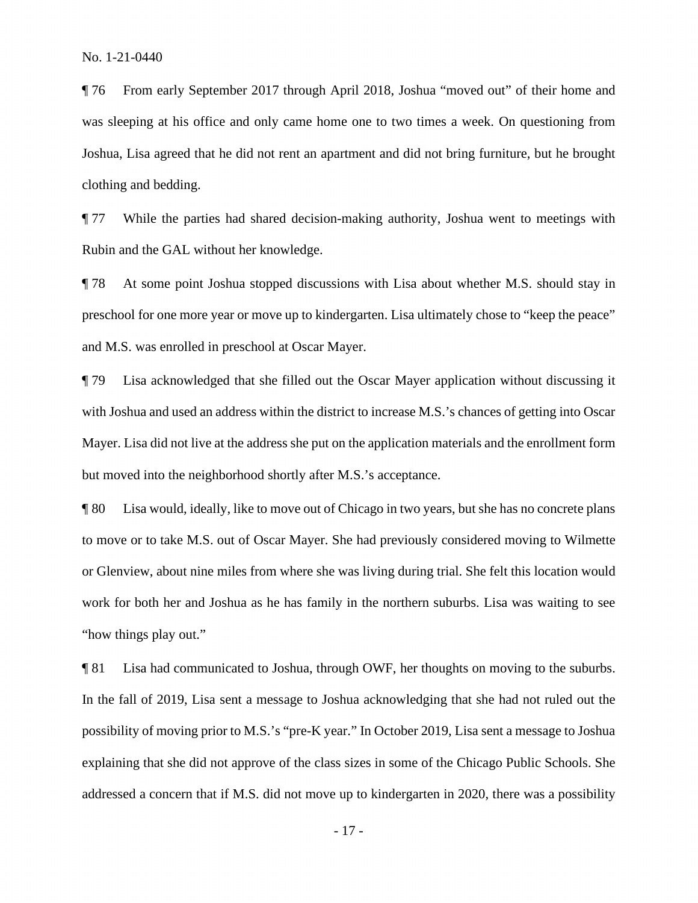¶ 76 From early September 2017 through April 2018, Joshua "moved out" of their home and was sleeping at his office and only came home one to two times a week. On questioning from Joshua, Lisa agreed that he did not rent an apartment and did not bring furniture, but he brought clothing and bedding.

¶ 77 While the parties had shared decision-making authority, Joshua went to meetings with Rubin and the GAL without her knowledge.

¶ 78 At some point Joshua stopped discussions with Lisa about whether M.S. should stay in preschool for one more year or move up to kindergarten. Lisa ultimately chose to "keep the peace" and M.S. was enrolled in preschool at Oscar Mayer.

¶ 79 Lisa acknowledged that she filled out the Oscar Mayer application without discussing it with Joshua and used an address within the district to increase M.S.'s chances of getting into Oscar Mayer. Lisa did not live at the address she put on the application materials and the enrollment form but moved into the neighborhood shortly after M.S.'s acceptance.

¶ 80 Lisa would, ideally, like to move out of Chicago in two years, but she has no concrete plans to move or to take M.S. out of Oscar Mayer. She had previously considered moving to Wilmette or Glenview, about nine miles from where she was living during trial. She felt this location would work for both her and Joshua as he has family in the northern suburbs. Lisa was waiting to see "how things play out."

¶ 81 Lisa had communicated to Joshua, through OWF, her thoughts on moving to the suburbs. In the fall of 2019, Lisa sent a message to Joshua acknowledging that she had not ruled out the possibility of moving prior to M.S.'s "pre-K year." In October 2019, Lisa sent a message to Joshua explaining that she did not approve of the class sizes in some of the Chicago Public Schools. She addressed a concern that if M.S. did not move up to kindergarten in 2020, there was a possibility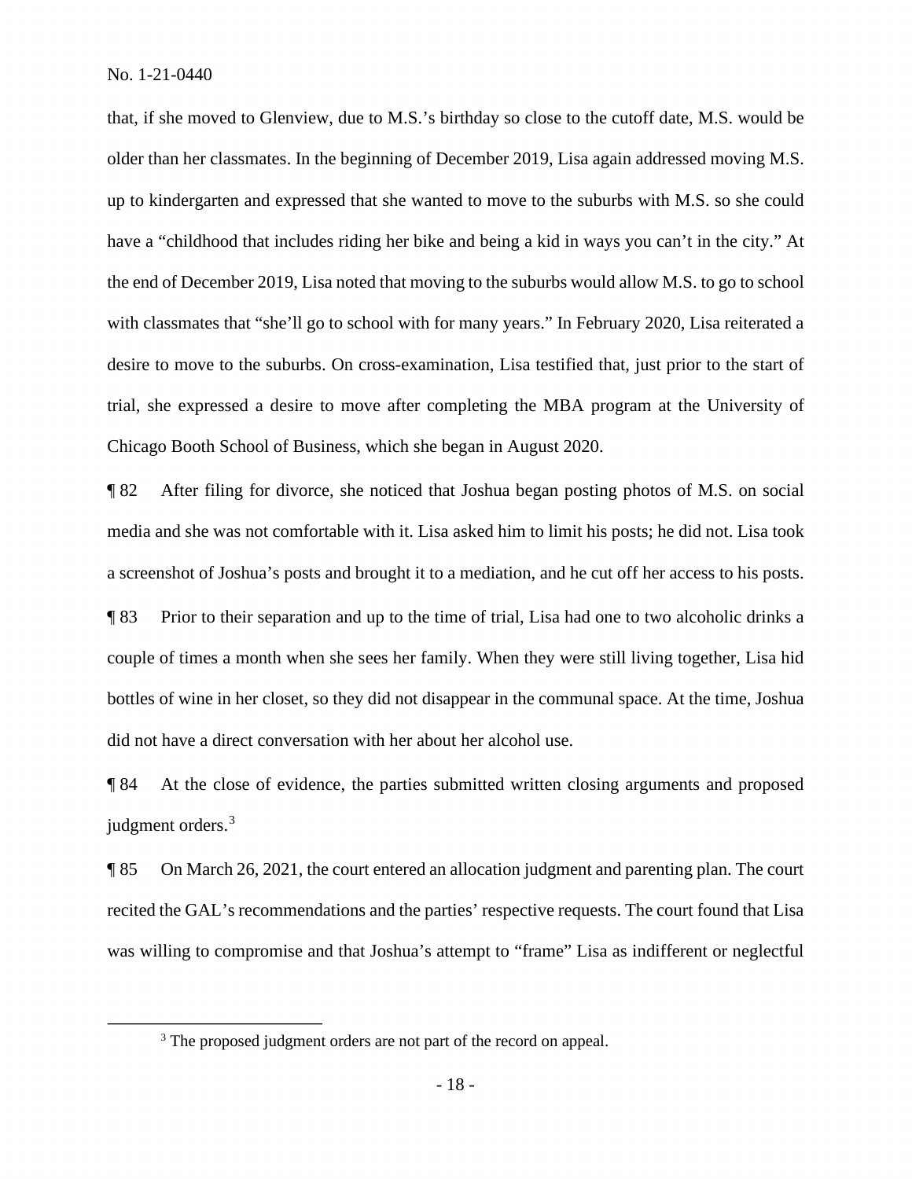that, if she moved to Glenview, due to M.S.'s birthday so close to the cutoff date, M.S. would be older than her classmates. In the beginning of December 2019, Lisa again addressed moving M.S. up to kindergarten and expressed that she wanted to move to the suburbs with M.S. so she could have a "childhood that includes riding her bike and being a kid in ways you can't in the city." At the end of December 2019, Lisa noted that moving to the suburbs would allow M.S. to go to school with classmates that "she'll go to school with for many years." In February 2020, Lisa reiterated a desire to move to the suburbs. On cross-examination, Lisa testified that, just prior to the start of trial, she expressed a desire to move after completing the MBA program at the University of Chicago Booth School of Business, which she began in August 2020.

¶ 82 After filing for divorce, she noticed that Joshua began posting photos of M.S. on social media and she was not comfortable with it. Lisa asked him to limit his posts; he did not. Lisa took a screenshot of Joshua's posts and brought it to a mediation, and he cut off her access to his posts.

¶ 83 Prior to their separation and up to the time of trial, Lisa had one to two alcoholic drinks a couple of times a month when she sees her family. When they were still living together, Lisa hid bottles of wine in her closet, so they did not disappear in the communal space. At the time, Joshua did not have a direct conversation with her about her alcohol use.

¶ 84 At the close of evidence, the parties submitted written closing arguments and proposed judgment orders.[3]

¶ 85 On March 26, 2021, the court entered an allocation judgment and parenting plan. The court recited the GAL's recommendations and the parties' respective requests. The court found that Lisa was willing to compromise and that Joshua's attempt to "frame" Lisa as indifferent or neglectful

[3] The proposed judgment orders are not part of the record on appeal.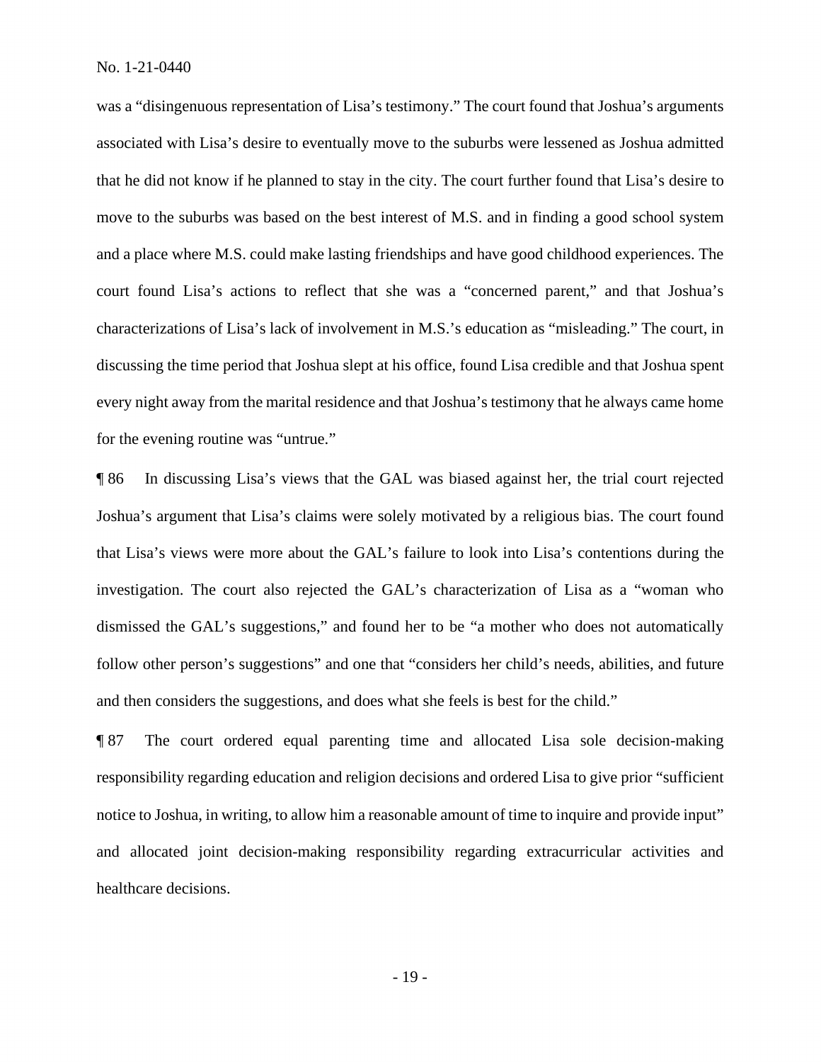was a "disingenuous representation of Lisa's testimony." The court found that Joshua's arguments associated with Lisa's desire to eventually move to the suburbs were lessened as Joshua admitted that he did not know if he planned to stay in the city. The court further found that Lisa's desire to move to the suburbs was based on the best interest of M.S. and in finding a good school system and a place where M.S. could make lasting friendships and have good childhood experiences. The court found Lisa's actions to reflect that she was a "concerned parent," and that Joshua's characterizations of Lisa's lack of involvement in M.S.'s education as "misleading." The court, in discussing the time period that Joshua slept at his office, found Lisa credible and that Joshua spent every night away from the marital residence and that Joshua's testimony that he always came home for the evening routine was "untrue."

¶ 86 In discussing Lisa's views that the GAL was biased against her, the trial court rejected Joshua's argument that Lisa's claims were solely motivated by a religious bias. The court found that Lisa's views were more about the GAL's failure to look into Lisa's contentions during the investigation. The court also rejected the GAL's characterization of Lisa as a "woman who dismissed the GAL's suggestions," and found her to be "a mother who does not automatically follow other person's suggestions" and one that "considers her child's needs, abilities, and future and then considers the suggestions, and does what she feels is best for the child."

¶ 87 The court ordered equal parenting time and allocated Lisa sole decision-making responsibility regarding education and religion decisions and ordered Lisa to give prior "sufficient notice to Joshua, in writing, to allow him a reasonable amount of time to inquire and provide input" and allocated joint decision-making responsibility regarding extracurricular activities and healthcare decisions.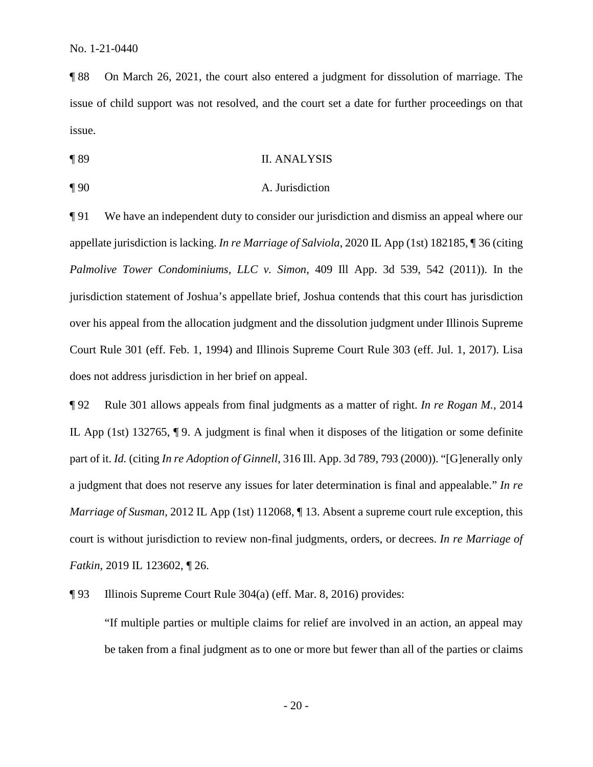¶ 88 On March 26, 2021, the court also entered a judgment for dissolution of marriage. The issue of child support was not resolved, and the court set a date for further proceedings on that issue.

¶ 89 II. ANALYSIS

¶ 90 A. Jurisdiction

¶ 91 We have an independent duty to consider our jurisdiction and dismiss an appeal where our appellate jurisdiction is lacking. *In re Marriage of Salviola*, 2020 IL App (1st) 182185, ¶ 36 (citing *Palmolive Tower Condominiums, LLC v. Simon*, 409 Ill App. 3d 539, 542 (2011)). In the jurisdiction statement of Joshua's appellate brief, Joshua contends that this court has jurisdiction over his appeal from the allocation judgment and the dissolution judgment under Illinois Supreme Court Rule 301 (eff. Feb. 1, 1994) and Illinois Supreme Court Rule 303 (eff. Jul. 1, 2017). Lisa does not address jurisdiction in her brief on appeal.

¶ 92 Rule 301 allows appeals from final judgments as a matter of right. *In re Rogan M.*, 2014 IL App (1st) 132765, ¶ 9. A judgment is final when it disposes of the litigation or some definite part of it. *Id.* (citing *In re Adoption of Ginnell*, 316 Ill. App. 3d 789, 793 (2000)). "[G]enerally only a judgment that does not reserve any issues for later determination is final and appealable." *In re Marriage of Susman*, 2012 IL App (1st) 112068, ¶ 13. Absent a supreme court rule exception, this court is without jurisdiction to review non-final judgments, orders, or decrees. *In re Marriage of Fatkin*, 2019 IL 123602, ¶ 26.

¶ 93 Illinois Supreme Court Rule 304(a) (eff. Mar. 8, 2016) provides:

> "If multiple parties or multiple claims for relief are involved in an action, an appeal may be taken from a final judgment as to one or more but fewer than all of the parties or claims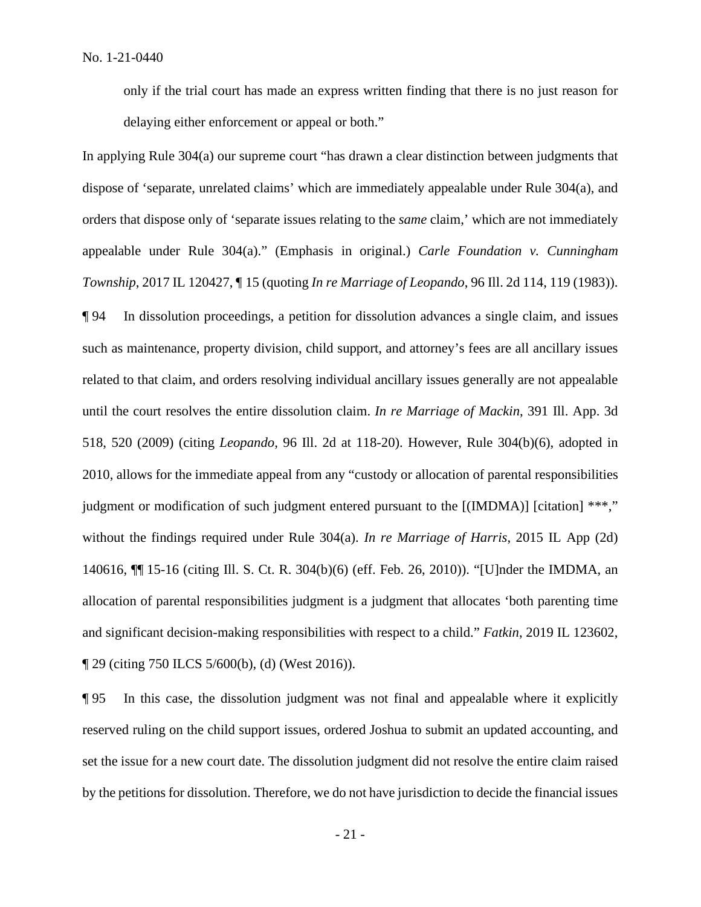only if the trial court has made an express written finding that there is no just reason for delaying either enforcement or appeal or both."

In applying Rule 304(a) our supreme court "has drawn a clear distinction between judgments that dispose of 'separate, unrelated claims' which are immediately appealable under Rule 304(a), and orders that dispose only of 'separate issues relating to the *same* claim,' which are not immediately appealable under Rule 304(a)." (Emphasis in original.) *Carle Foundation v. Cunningham Township*, 2017 IL 120427, ¶ 15 (quoting *In re Marriage of Leopando*, 96 Ill. 2d 114, 119 (1983)).

¶ 94 In dissolution proceedings, a petition for dissolution advances a single claim, and issues such as maintenance, property division, child support, and attorney's fees are all ancillary issues related to that claim, and orders resolving individual ancillary issues generally are not appealable until the court resolves the entire dissolution claim. *In re Marriage of Mackin*, 391 Ill. App. 3d 518, 520 (2009) (citing *Leopando*, 96 Ill. 2d at 118-20). However, Rule 304(b)(6), adopted in 2010, allows for the immediate appeal from any "custody or allocation of parental responsibilities judgment or modification of such judgment entered pursuant to the [(IMDMA)] [citation] ***," without the findings required under Rule 304(a). *In re Marriage of Harris*, 2015 IL App (2d) 140616, ¶¶ 15-16 (citing Ill. S. Ct. R. 304(b)(6) (eff. Feb. 26, 2010)). "[U]nder the IMDMA, an allocation of parental responsibilities judgment is a judgment that allocates 'both parenting time and significant decision-making responsibilities with respect to a child." *Fatkin*, 2019 IL 123602, ¶ 29 (citing 750 ILCS 5/600(b), (d) (West 2016)).

¶ 95 In this case, the dissolution judgment was not final and appealable where it explicitly reserved ruling on the child support issues, ordered Joshua to submit an updated accounting, and set the issue for a new court date. The dissolution judgment did not resolve the entire claim raised by the petitions for dissolution. Therefore, we do not have jurisdiction to decide the financial issues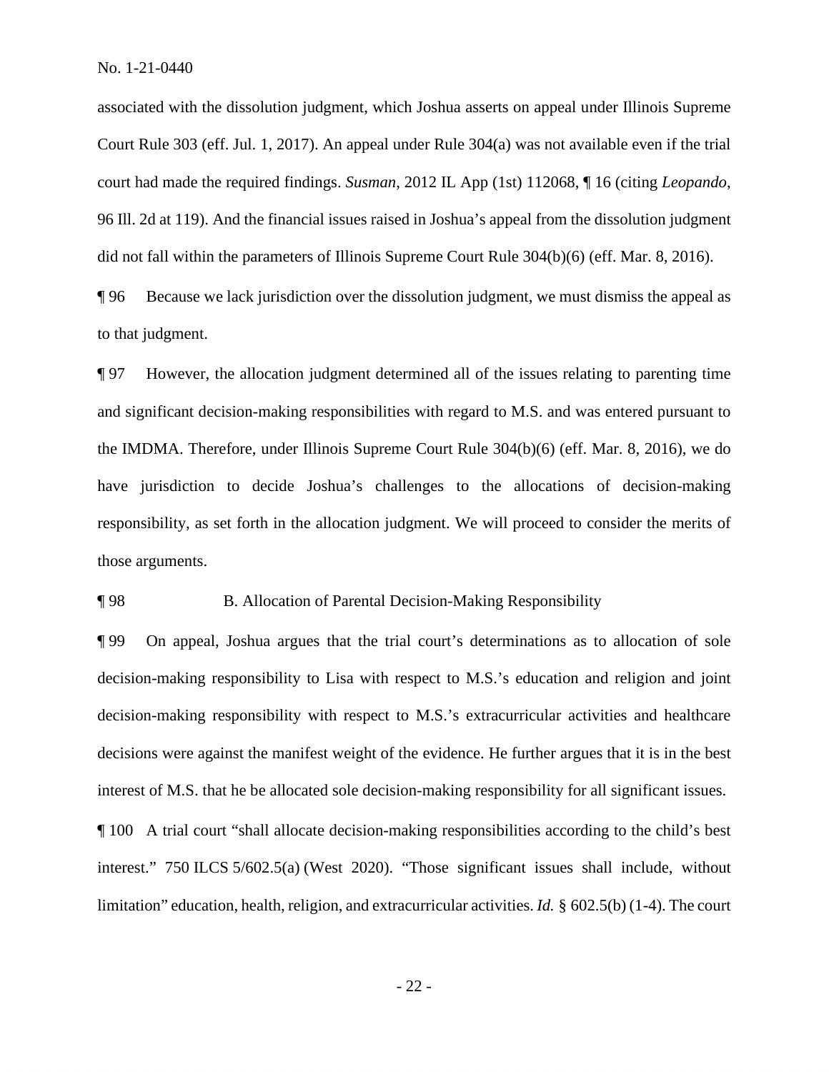associated with the dissolution judgment, which Joshua asserts on appeal under Illinois Supreme Court Rule 303 (eff. Jul. 1, 2017). An appeal under Rule 304(a) was not available even if the trial court had made the required findings. *Susman*, 2012 IL App (1st) 112068, ¶ 16 (citing *Leopando*, 96 Ill. 2d at 119). And the financial issues raised in Joshua's appeal from the dissolution judgment did not fall within the parameters of Illinois Supreme Court Rule 304(b)(6) (eff. Mar. 8, 2016).

¶ 96 Because we lack jurisdiction over the dissolution judgment, we must dismiss the appeal as to that judgment.

¶ 97 However, the allocation judgment determined all of the issues relating to parenting time and significant decision-making responsibilities with regard to M.S. and was entered pursuant to the IMDMA. Therefore, under Illinois Supreme Court Rule 304(b)(6) (eff. Mar. 8, 2016), we do have jurisdiction to decide Joshua's challenges to the allocations of decision-making responsibility, as set forth in the allocation judgment. We will proceed to consider the merits of those arguments.

¶ 98 B. Allocation of Parental Decision-Making Responsibility

¶ 99 On appeal, Joshua argues that the trial court's determinations as to allocation of sole decision-making responsibility to Lisa with respect to M.S.'s education and religion and joint decision-making responsibility with respect to M.S.'s extracurricular activities and healthcare decisions were against the manifest weight of the evidence. He further argues that it is in the best interest of M.S. that he be allocated sole decision-making responsibility for all significant issues.

¶ 100 A trial court "shall allocate decision-making responsibilities according to the child's best interest." 750 ILCS 5/602.5(a) (West 2020). "Those significant issues shall include, without limitation" education, health, religion, and extracurricular activities. *Id.* § 602.5(b) (1-4). The court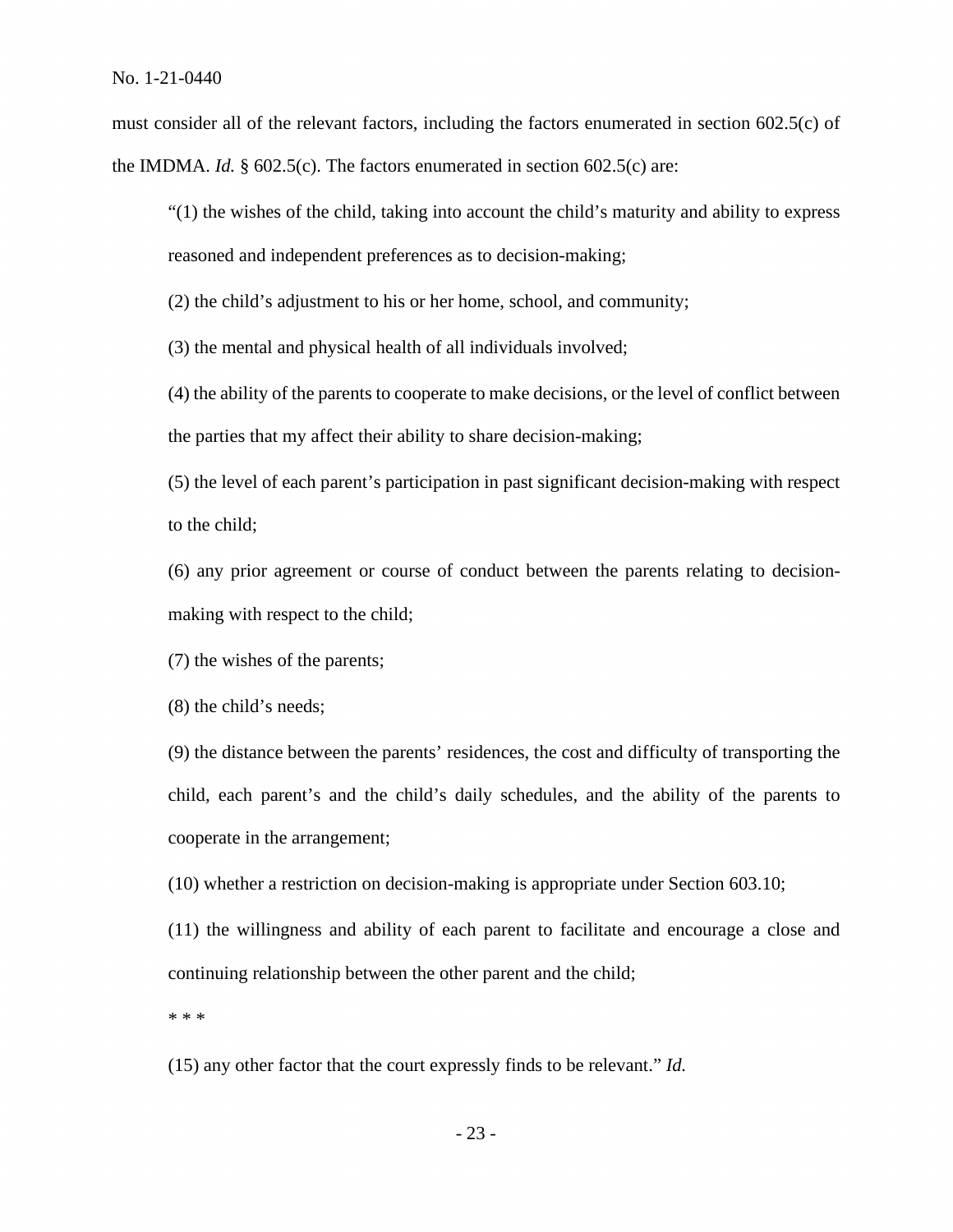must consider all of the relevant factors, including the factors enumerated in section 602.5(c) of the IMDMA. *Id.* § 602.5(c). The factors enumerated in section 602.5(c) are:

> "(1) the wishes of the child, taking into account the child's maturity and ability to express reasoned and independent preferences as to decision-making;
>
> (2) the child's adjustment to his or her home, school, and community;
>
> (3) the mental and physical health of all individuals involved;
>
> (4) the ability of the parents to cooperate to make decisions, or the level of conflict between the parties that my affect their ability to share decision-making;
>
> (5) the level of each parent's participation in past significant decision-making with respect to the child;
>
> (6) any prior agreement or course of conduct between the parents relating to decision-making with respect to the child;
>
> (7) the wishes of the parents;
>
> (8) the child's needs;
>
> (9) the distance between the parents' residences, the cost and difficulty of transporting the child, each parent's and the child's daily schedules, and the ability of the parents to cooperate in the arrangement;
>
> (10) whether a restriction on decision-making is appropriate under Section 603.10;
>
> (11) the willingness and ability of each parent to facilitate and encourage a close and continuing relationship between the other parent and the child;
>
> * * *
>
> (15) any other factor that the court expressly finds to be relevant." *Id.*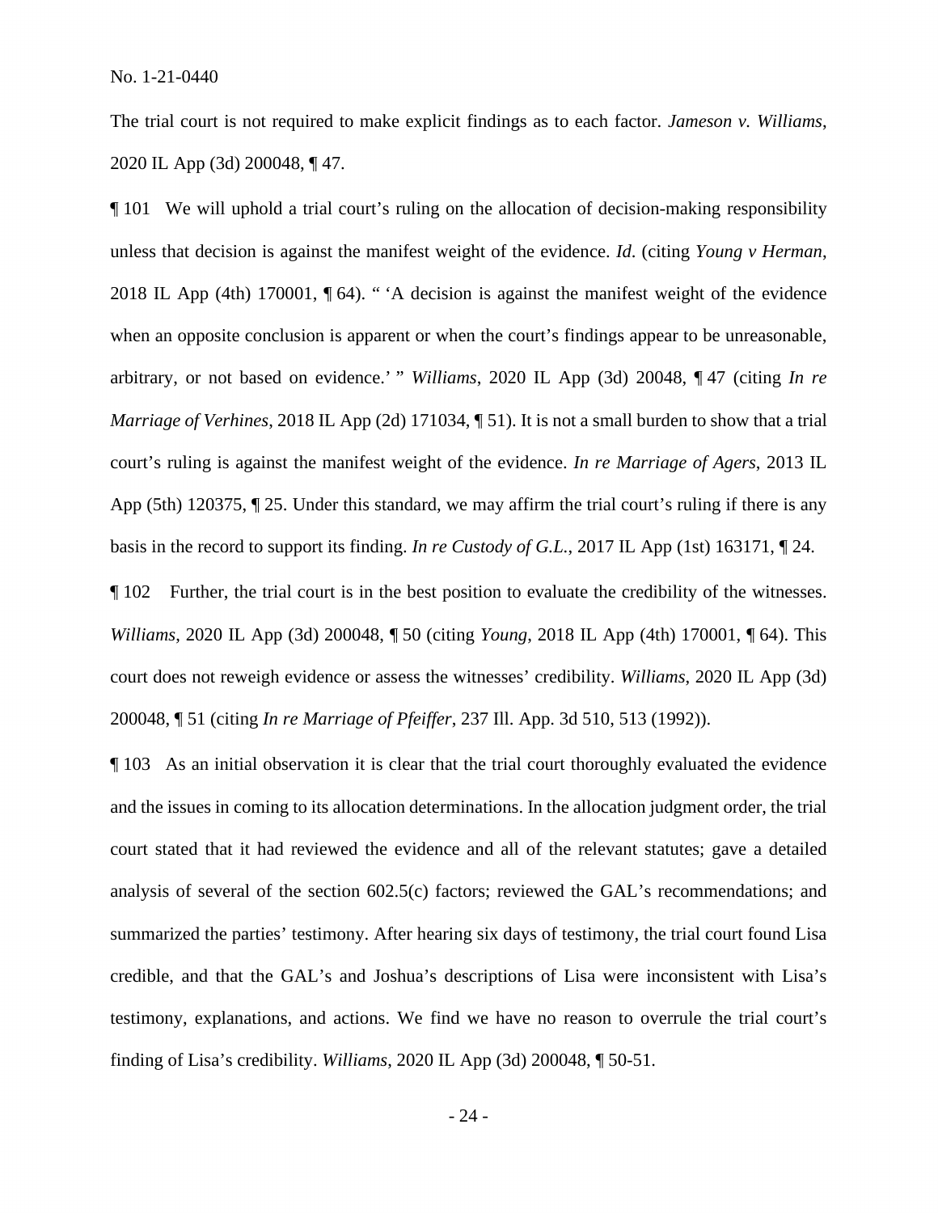The trial court is not required to make explicit findings as to each factor. *Jameson v. Williams*, 2020 IL App (3d) 200048, ¶ 47.

¶ 101 We will uphold a trial court's ruling on the allocation of decision-making responsibility unless that decision is against the manifest weight of the evidence. *Id.* (citing *Young v Herman*, 2018 IL App (4th) 170001, ¶ 64). " 'A decision is against the manifest weight of the evidence when an opposite conclusion is apparent or when the court's findings appear to be unreasonable, arbitrary, or not based on evidence.' " *Williams*, 2020 IL App (3d) 20048, ¶ 47 (citing *In re Marriage of Verhines*, 2018 IL App (2d) 171034, ¶ 51). It is not a small burden to show that a trial court's ruling is against the manifest weight of the evidence. *In re Marriage of Agers*, 2013 IL App (5th) 120375, ¶ 25. Under this standard, we may affirm the trial court's ruling if there is any basis in the record to support its finding. *In re Custody of G.L.*, 2017 IL App (1st) 163171, ¶ 24.

¶ 102 Further, the trial court is in the best position to evaluate the credibility of the witnesses. *Williams*, 2020 IL App (3d) 200048, ¶ 50 (citing *Young*, 2018 IL App (4th) 170001, ¶ 64). This court does not reweigh evidence or assess the witnesses' credibility. *Williams*, 2020 IL App (3d) 200048, ¶ 51 (citing *In re Marriage of Pfeiffer*, 237 Ill. App. 3d 510, 513 (1992)).

¶ 103 As an initial observation it is clear that the trial court thoroughly evaluated the evidence and the issues in coming to its allocation determinations. In the allocation judgment order, the trial court stated that it had reviewed the evidence and all of the relevant statutes; gave a detailed analysis of several of the section 602.5(c) factors; reviewed the GAL's recommendations; and summarized the parties' testimony. After hearing six days of testimony, the trial court found Lisa credible, and that the GAL's and Joshua's descriptions of Lisa were inconsistent with Lisa's testimony, explanations, and actions. We find we have no reason to overrule the trial court's finding of Lisa's credibility. *Williams*, 2020 IL App (3d) 200048, ¶ 50-51.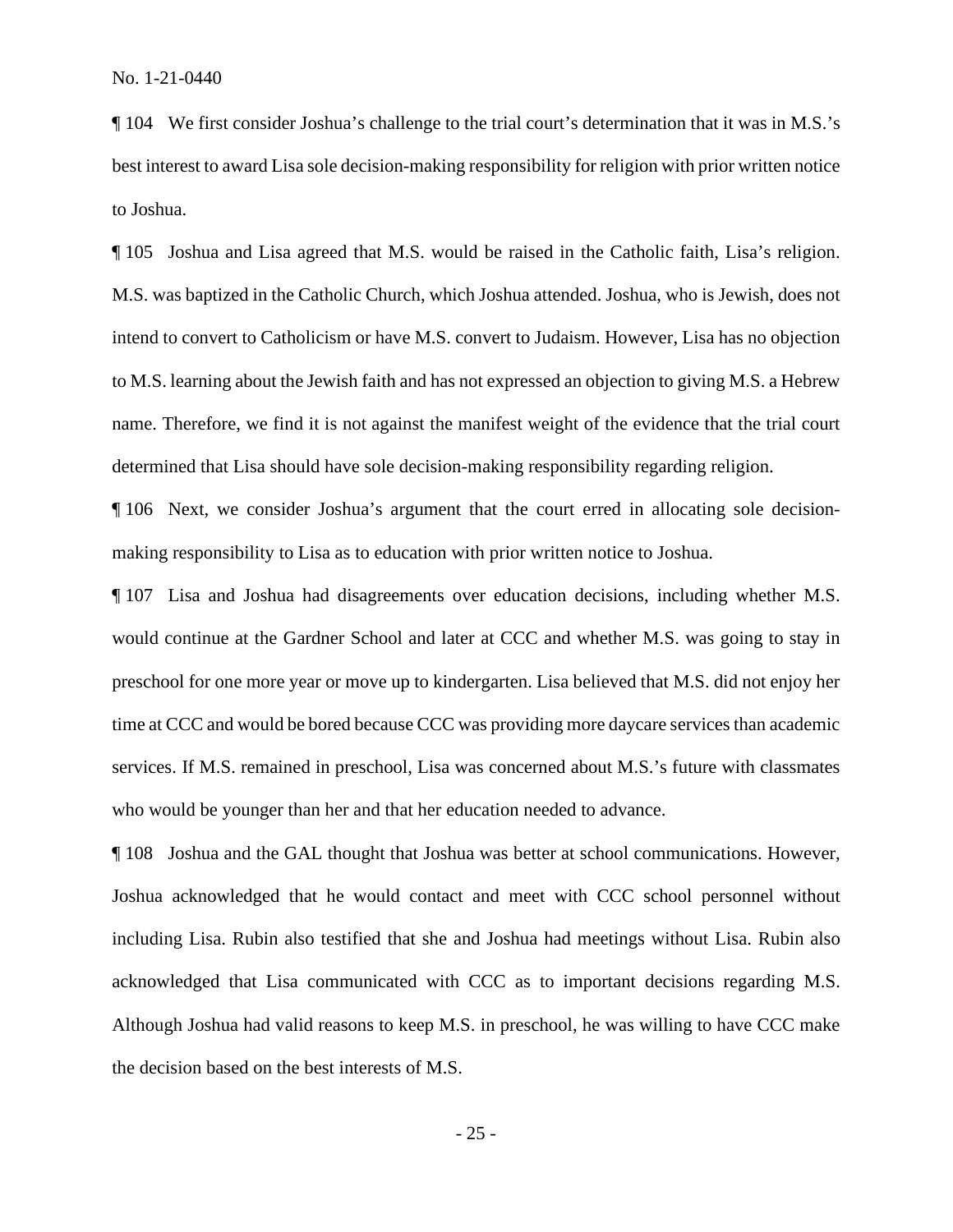¶ 104 We first consider Joshua's challenge to the trial court's determination that it was in M.S.'s best interest to award Lisa sole decision-making responsibility for religion with prior written notice to Joshua.

¶ 105 Joshua and Lisa agreed that M.S. would be raised in the Catholic faith, Lisa's religion. M.S. was baptized in the Catholic Church, which Joshua attended. Joshua, who is Jewish, does not intend to convert to Catholicism or have M.S. convert to Judaism. However, Lisa has no objection to M.S. learning about the Jewish faith and has not expressed an objection to giving M.S. a Hebrew name. Therefore, we find it is not against the manifest weight of the evidence that the trial court determined that Lisa should have sole decision-making responsibility regarding religion.

¶ 106 Next, we consider Joshua's argument that the court erred in allocating sole decision-making responsibility to Lisa as to education with prior written notice to Joshua.

¶ 107 Lisa and Joshua had disagreements over education decisions, including whether M.S. would continue at the Gardner School and later at CCC and whether M.S. was going to stay in preschool for one more year or move up to kindergarten. Lisa believed that M.S. did not enjoy her time at CCC and would be bored because CCC was providing more daycare services than academic services. If M.S. remained in preschool, Lisa was concerned about M.S.'s future with classmates who would be younger than her and that her education needed to advance.

¶ 108 Joshua and the GAL thought that Joshua was better at school communications. However, Joshua acknowledged that he would contact and meet with CCC school personnel without including Lisa. Rubin also testified that she and Joshua had meetings without Lisa. Rubin also acknowledged that Lisa communicated with CCC as to important decisions regarding M.S. Although Joshua had valid reasons to keep M.S. in preschool, he was willing to have CCC make the decision based on the best interests of M.S.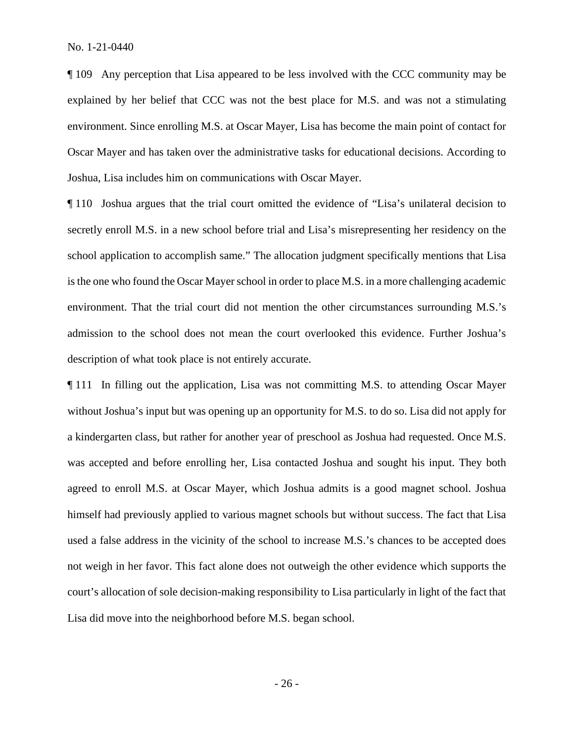¶ 109 Any perception that Lisa appeared to be less involved with the CCC community may be explained by her belief that CCC was not the best place for M.S. and was not a stimulating environment. Since enrolling M.S. at Oscar Mayer, Lisa has become the main point of contact for Oscar Mayer and has taken over the administrative tasks for educational decisions. According to Joshua, Lisa includes him on communications with Oscar Mayer.

¶ 110 Joshua argues that the trial court omitted the evidence of "Lisa's unilateral decision to secretly enroll M.S. in a new school before trial and Lisa's misrepresenting her residency on the school application to accomplish same." The allocation judgment specifically mentions that Lisa is the one who found the Oscar Mayer school in order to place M.S. in a more challenging academic environment. That the trial court did not mention the other circumstances surrounding M.S.'s admission to the school does not mean the court overlooked this evidence. Further Joshua's description of what took place is not entirely accurate.

¶ 111 In filling out the application, Lisa was not committing M.S. to attending Oscar Mayer without Joshua's input but was opening up an opportunity for M.S. to do so. Lisa did not apply for a kindergarten class, but rather for another year of preschool as Joshua had requested. Once M.S. was accepted and before enrolling her, Lisa contacted Joshua and sought his input. They both agreed to enroll M.S. at Oscar Mayer, which Joshua admits is a good magnet school. Joshua himself had previously applied to various magnet schools but without success. The fact that Lisa used a false address in the vicinity of the school to increase M.S.'s chances to be accepted does not weigh in her favor. This fact alone does not outweigh the other evidence which supports the court's allocation of sole decision-making responsibility to Lisa particularly in light of the fact that Lisa did move into the neighborhood before M.S. began school.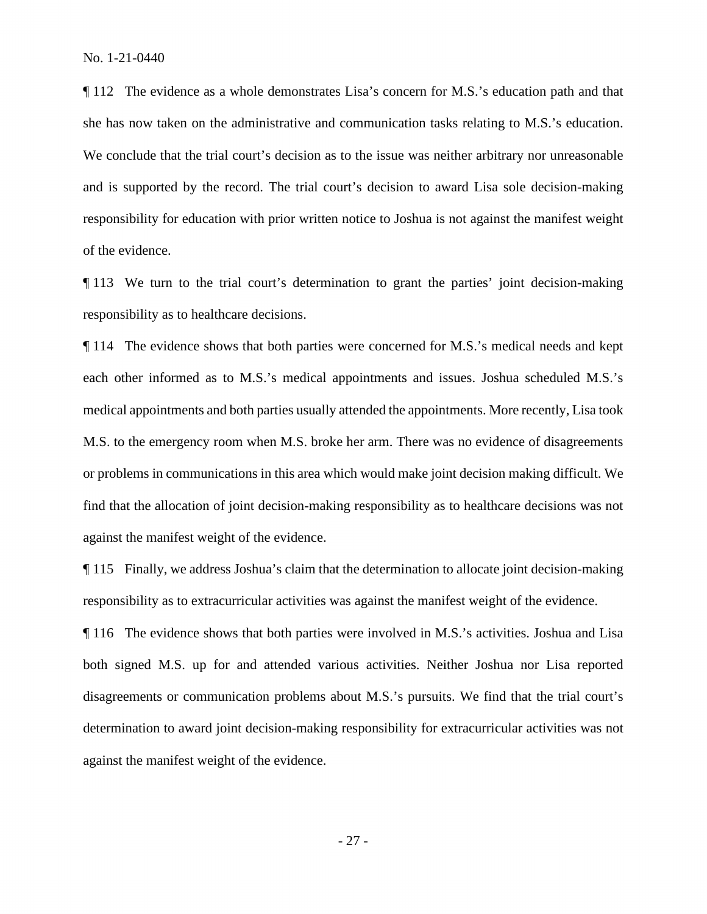¶ 112 The evidence as a whole demonstrates Lisa's concern for M.S.'s education path and that she has now taken on the administrative and communication tasks relating to M.S.'s education. We conclude that the trial court's decision as to the issue was neither arbitrary nor unreasonable and is supported by the record. The trial court's decision to award Lisa sole decision-making responsibility for education with prior written notice to Joshua is not against the manifest weight of the evidence.

¶ 113 We turn to the trial court's determination to grant the parties' joint decision-making responsibility as to healthcare decisions.

¶ 114 The evidence shows that both parties were concerned for M.S.'s medical needs and kept each other informed as to M.S.'s medical appointments and issues. Joshua scheduled M.S.'s medical appointments and both parties usually attended the appointments. More recently, Lisa took M.S. to the emergency room when M.S. broke her arm. There was no evidence of disagreements or problems in communications in this area which would make joint decision making difficult. We find that the allocation of joint decision-making responsibility as to healthcare decisions was not against the manifest weight of the evidence.

¶ 115 Finally, we address Joshua's claim that the determination to allocate joint decision-making responsibility as to extracurricular activities was against the manifest weight of the evidence.

¶ 116 The evidence shows that both parties were involved in M.S.'s activities. Joshua and Lisa both signed M.S. up for and attended various activities. Neither Joshua nor Lisa reported disagreements or communication problems about M.S.'s pursuits. We find that the trial court's determination to award joint decision-making responsibility for extracurricular activities was not against the manifest weight of the evidence.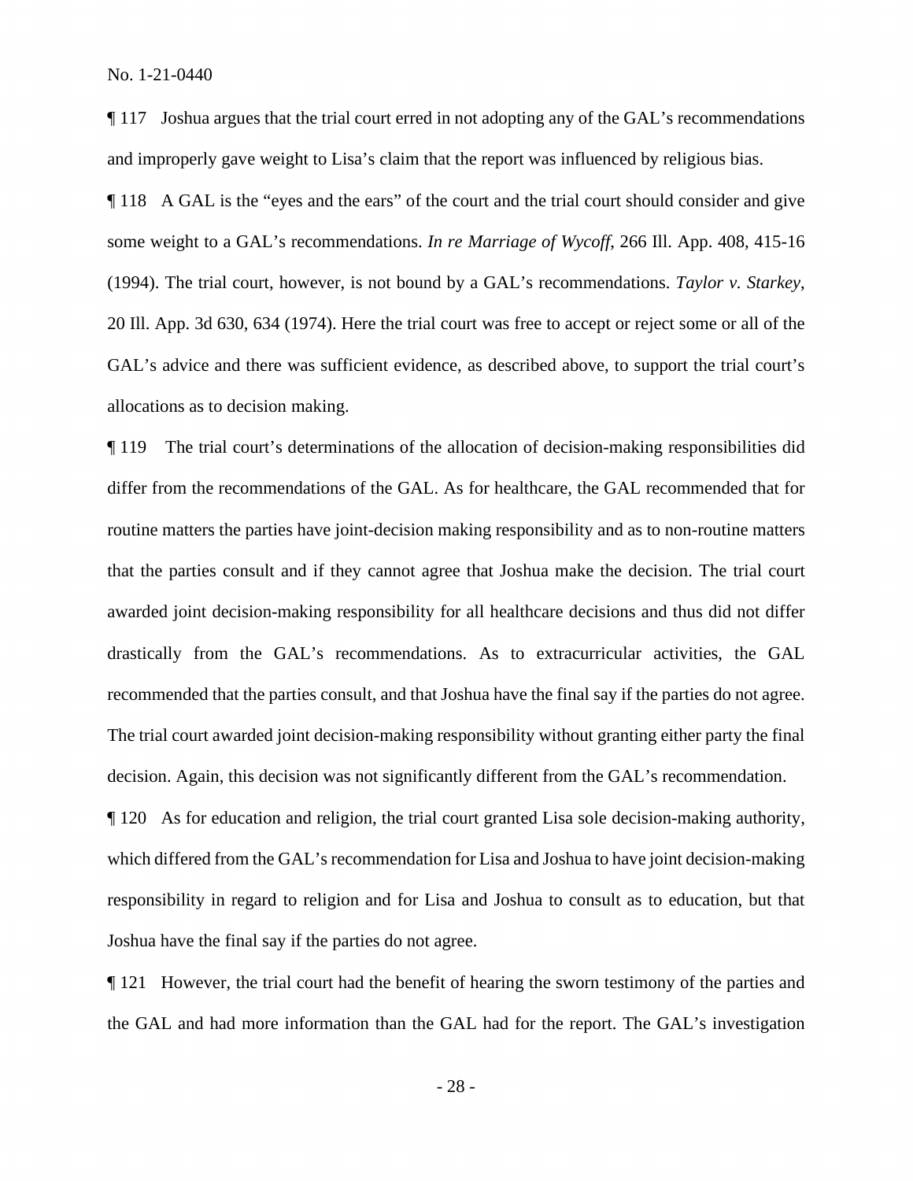¶ 117 Joshua argues that the trial court erred in not adopting any of the GAL's recommendations and improperly gave weight to Lisa's claim that the report was influenced by religious bias.

¶ 118 A GAL is the "eyes and the ears" of the court and the trial court should consider and give some weight to a GAL's recommendations. *In re Marriage of Wycoff*, 266 Ill. App. 408, 415-16 (1994). The trial court, however, is not bound by a GAL's recommendations. *Taylor v. Starkey*, 20 Ill. App. 3d 630, 634 (1974). Here the trial court was free to accept or reject some or all of the GAL's advice and there was sufficient evidence, as described above, to support the trial court's allocations as to decision making.

¶ 119 The trial court's determinations of the allocation of decision-making responsibilities did differ from the recommendations of the GAL. As for healthcare, the GAL recommended that for routine matters the parties have joint-decision making responsibility and as to non-routine matters that the parties consult and if they cannot agree that Joshua make the decision. The trial court awarded joint decision-making responsibility for all healthcare decisions and thus did not differ drastically from the GAL's recommendations. As to extracurricular activities, the GAL recommended that the parties consult, and that Joshua have the final say if the parties do not agree. The trial court awarded joint decision-making responsibility without granting either party the final decision. Again, this decision was not significantly different from the GAL's recommendation.

¶ 120 As for education and religion, the trial court granted Lisa sole decision-making authority, which differed from the GAL's recommendation for Lisa and Joshua to have joint decision-making responsibility in regard to religion and for Lisa and Joshua to consult as to education, but that Joshua have the final say if the parties do not agree.

¶ 121 However, the trial court had the benefit of hearing the sworn testimony of the parties and the GAL and had more information than the GAL had for the report. The GAL's investigation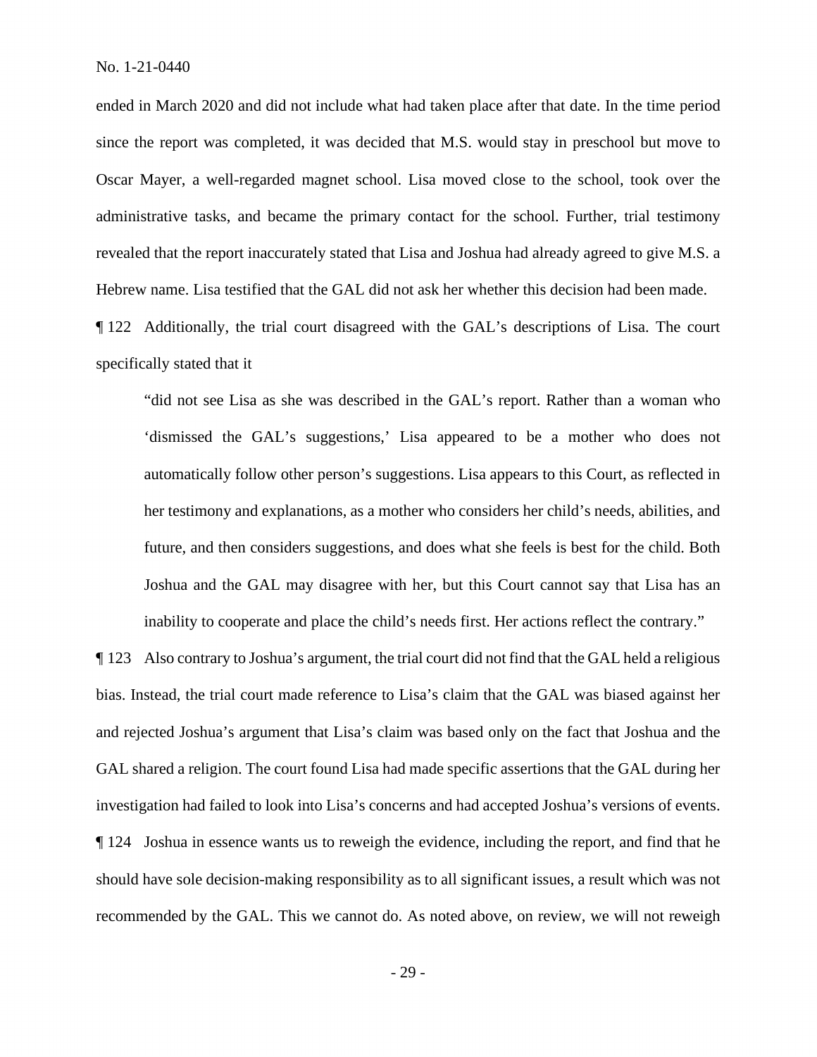ended in March 2020 and did not include what had taken place after that date. In the time period since the report was completed, it was decided that M.S. would stay in preschool but move to Oscar Mayer, a well-regarded magnet school. Lisa moved close to the school, took over the administrative tasks, and became the primary contact for the school. Further, trial testimony revealed that the report inaccurately stated that Lisa and Joshua had already agreed to give M.S. a Hebrew name. Lisa testified that the GAL did not ask her whether this decision had been made.

¶ 122 Additionally, the trial court disagreed with the GAL's descriptions of Lisa. The court specifically stated that it

> "did not see Lisa as she was described in the GAL's report. Rather than a woman who 'dismissed the GAL's suggestions,' Lisa appeared to be a mother who does not automatically follow other person's suggestions. Lisa appears to this Court, as reflected in her testimony and explanations, as a mother who considers her child's needs, abilities, and future, and then considers suggestions, and does what she feels is best for the child. Both Joshua and the GAL may disagree with her, but this Court cannot say that Lisa has an inability to cooperate and place the child's needs first. Her actions reflect the contrary."

¶ 123 Also contrary to Joshua's argument, the trial court did not find that the GAL held a religious bias. Instead, the trial court made reference to Lisa's claim that the GAL was biased against her and rejected Joshua's argument that Lisa's claim was based only on the fact that Joshua and the GAL shared a religion. The court found Lisa had made specific assertions that the GAL during her investigation had failed to look into Lisa's concerns and had accepted Joshua's versions of events.

¶ 124 Joshua in essence wants us to reweigh the evidence, including the report, and find that he should have sole decision-making responsibility as to all significant issues, a result which was not recommended by the GAL. This we cannot do. As noted above, on review, we will not reweigh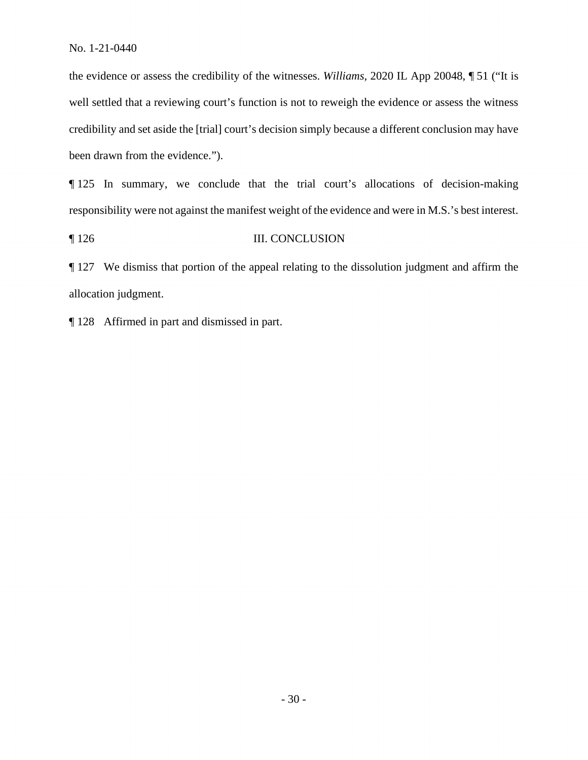the evidence or assess the credibility of the witnesses. *Williams*, 2020 IL App 20048, ¶ 51 ("It is well settled that a reviewing court's function is not to reweigh the evidence or assess the witness credibility and set aside the [trial] court's decision simply because a different conclusion may have been drawn from the evidence.").

¶ 125 In summary, we conclude that the trial court's allocations of decision-making responsibility were not against the manifest weight of the evidence and were in M.S.'s best interest.

## ¶ 126 III. CONCLUSION

¶ 127 We dismiss that portion of the appeal relating to the dissolution judgment and affirm the allocation judgment.

¶ 128 Affirmed in part and dismissed in part.